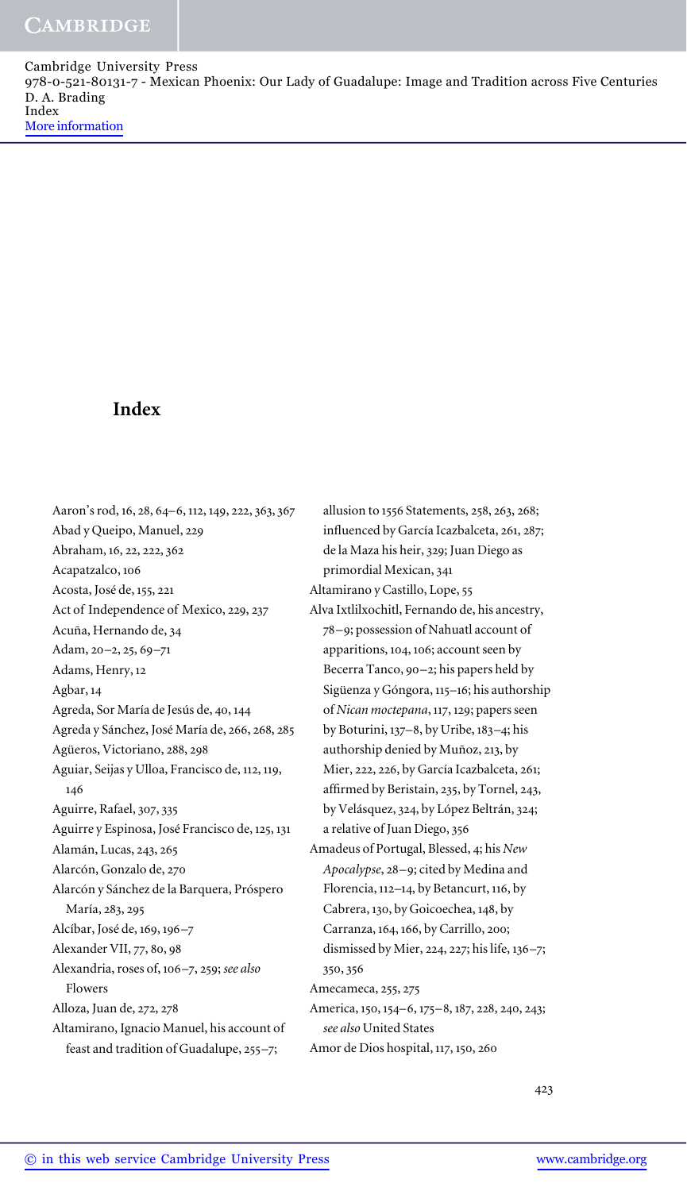# Index

Aaron's rod, 16, 28, 64–6, 112, 149, 222, 363, 367

Abad y Queipo, Manuel, 229

Abraham, 16, 22, 222, 362

Acapatzalco, 106

Acosta, José de, 155, 221

Act of Independence of Mexico, 229, 237

Acuña, Hernando de, 34

Adam, 20–2, 25, 69–71

Adams, Henry, 12

Agbar, 14

Agreda, Sor María de Jesús de, 40, 144

Agreda y Sánchez, José María de, 266, 268, 285

Agüeros, Victoriano, 288, 298

Aguiar, Seijas y Ulloa, Francisco de, 112, 119, 146

Aguirre, Rafael, 307, 335

Aguirre y Espinosa, José Francisco de, 125, 131

Alamán, Lucas, 243, 265

Alarcón, Gonzalo de, 270

Alarcón y Sánchez de la Barquera, Próspero María, 283, 295

Alcíbar, José de, 169, 196–7

Alexander VII, 77, 80, 98

Alexandria, roses of, 106–7, 259; *see also* Flowers

Alloza, Juan de, 272, 278

Altamirano, Ignacio Manuel, his account of feast and tradition of Guadalupe, 255–7; allusion to 1556 Statements, 258, 263, 268; influenced by García Icazbalceta, 261, 287; de la Maza his heir, 329; Juan Diego as primordial Mexican, 341

Altamirano y Castillo, Lope, 55

Alva Ixtlilxochitl, Fernando de, his ancestry, 78–9; possession of Nahuatl account of apparitions, 104, 106; account seen by Becerra Tanco, 90–2; his papers held by Sigüenza y Góngora, 115–16; his authorship of *Nican moctepana*, 117, 129; papers seen by Boturini, 137–8, by Uribe, 183–4; his authorship denied by Muñoz, 213, by Mier, 222, 226, by García Icazbalceta, 261; affirmed by Beristain, 235, by Tornel, 243, by Velásquez, 324, by López Beltrán, 324; a relative of Juan Diego, 356

Amadeus of Portugal, Blessed, 4; his *New Apocalypse*, 28–9; cited by Medina and Florencia, 112–14, by Betancurt, 116, by Cabrera, 130, by Goicoechea, 148, by Carranza, 164, 166, by Carrillo, 200; dismissed by Mier, 224, 227; his life, 136–7; 350, 356

Amecameca, 255, 275

America, 150, 154–6, 175–8, 187, 228, 240, 243; *see also* United States

Amor de Dios hospital, 117, 150, 260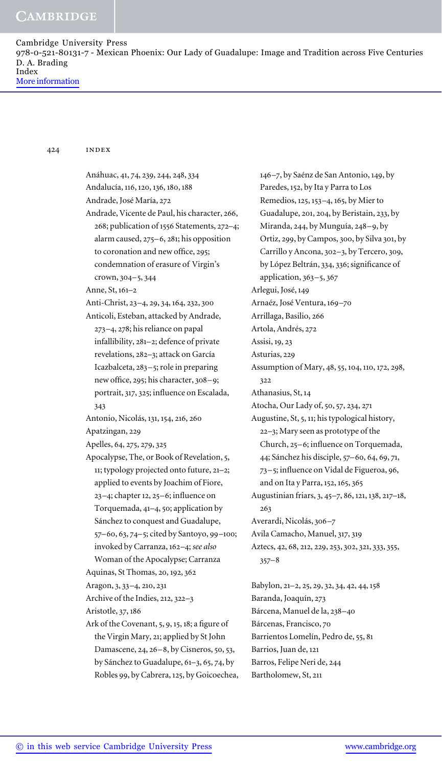Anáhuac, 41, 74, 239, 244, 248, 334
Andalucía, 116, 120, 136, 180, 188
Andrade, José María, 272
Andrade, Vicente de Paul, his character, 266, 268; publication of 1556 Statements, 272–4; alarm caused, 275–6, 281; his opposition to coronation and new office, 295; condemnation of erasure of Virgin's crown, 304–5, 344
Anne, St, 161–2
Anti-Christ, 23–4, 29, 34, 164, 232, 300
Anticoli, Esteban, attacked by Andrade, 273–4, 278; his reliance on papal infallibility, 281–2; defence of private revelations, 282–3; attack on García Icazbalceta, 283–5; role in preparing new office, 295; his character, 308–9; portrait, 317, 325; influence on Escalada, 343
Antonio, Nicolás, 131, 154, 216, 260
Apatzingan, 229
Apelles, 64, 275, 279, 325
Apocalypse, The, or Book of Revelation, 5, 11; typology projected onto future, 21–2; applied to events by Joachim of Fiore, 23–4; chapter 12, 25–6; influence on Torquemada, 41–4, 50; application by Sánchez to conquest and Guadalupe, 57–60, 63, 74–5; cited by Santoyo, 99–100; invoked by Carranza, 162–4; *see also* Woman of the Apocalypse; Carranza
Aquinas, St Thomas, 20, 192, 362
Aragon, 3, 33–4, 210, 231
Archive of the Indies, 212, 322–3
Aristotle, 37, 186
Ark of the Covenant, 5, 9, 15, 18; a figure of the Virgin Mary, 21; applied by St John Damascene, 24, 26–8, by Cisneros, 50, 53, by Sánchez to Guadalupe, 61–3, 65, 74, by Robles 99, by Cabrera, 125, by Goicoechea, 146–7, by Saénz de San Antonio, 149, by Paredes, 152, by Ita y Parra to Los Remedios, 125, 153–4, 165, by Mier to Guadalupe, 201, 204, by Beristain, 233, by Miranda, 244, by Munguía, 248–9, by Ortiz, 299, by Campos, 300, by Silva 301, by Carrillo y Ancona, 302–3, by Tercero, 309, by López Beltrán, 334, 336; significance of application, 363–5, 367
Arlegui, José, 149
Arnaéz, José Ventura, 169–70
Arrillaga, Basilio, 266
Artola, Andrés, 272
Assisi, 19, 23
Asturias, 229
Assumption of Mary, 48, 55, 104, 110, 172, 298, 322
Athanasius, St, 14
Atocha, Our Lady of, 50, 57, 234, 271
Augustine, St, 5, 11; his typological history, 22–3; Mary seen as prototype of the Church, 25–6; influence on Torquemada, 44; Sánchez his disciple, 57–60, 64, 69, 71, 73–5; influence on Vidal de Figueroa, 96, and on Ita y Parra, 152, 165, 365
Augustinian friars, 3, 45–7, 86, 121, 138, 217–18, 263
Averardi, Nicolás, 306–7
Avila Camacho, Manuel, 317, 319
Aztecs, 42, 68, 212, 229, 253, 302, 321, 333, 355, 357–8

Babylon, 21–2, 25, 29, 32, 34, 42, 44, 158
Baranda, Joaquín, 273
Bárcena, Manuel de la, 238–40
Bárcenas, Francisco, 70
Barrientos Lomelín, Pedro de, 55, 81
Barrios, Juan de, 121
Barros, Felipe Neri de, 244
Bartholomew, St, 211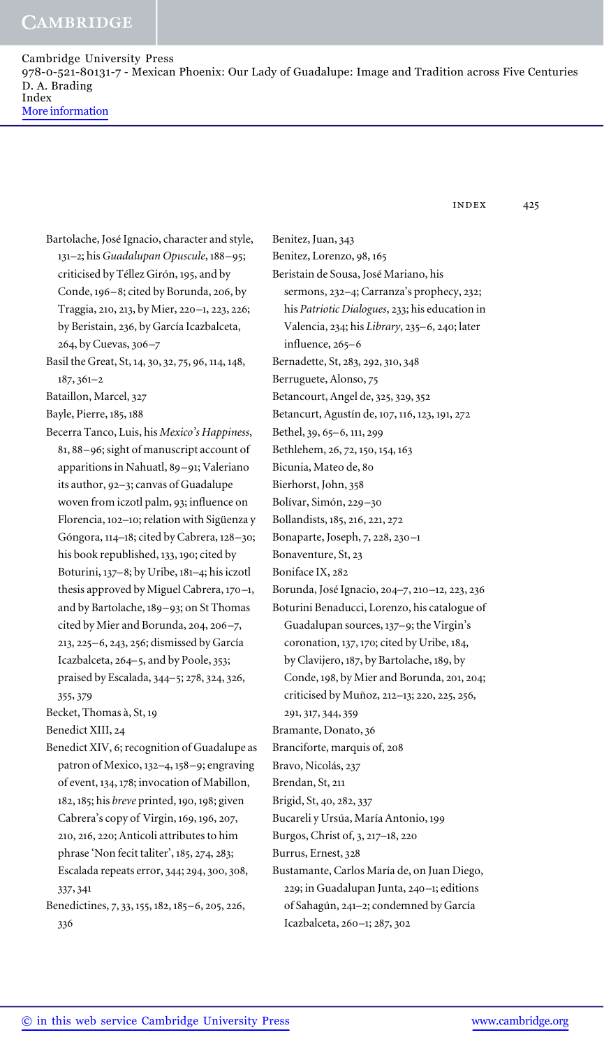Bartolache, José Ignacio, character and style, 131–2; his *Guadalupan Opuscule*, 188–95; criticised by Téllez Girón, 195, and by Conde, 196–8; cited by Borunda, 206, by Traggia, 210, 213, by Mier, 220–1, 223, 226; by Beristain, 236, by García Icazbalceta, 264, by Cuevas, 306–7

Basil the Great, St, 14, 30, 32, 75, 96, 114, 148, 187, 361–2

Bataillon, Marcel, 327

Bayle, Pierre, 185, 188

Becerra Tanco, Luis, his *Mexico's Happiness*, 81, 88–96; sight of manuscript account of apparitions in Nahuatl, 89–91; Valeriano its author, 92–3; canvas of Guadalupe woven from iczotl palm, 93; influence on Florencia, 102–10; relation with Sigüenza y Góngora, 114–18; cited by Cabrera, 128–30; his book republished, 133, 190; cited by Boturini, 137–8; by Uribe, 181–4; his iczotl thesis approved by Miguel Cabrera, 170–1, and by Bartolache, 189–93; on St Thomas cited by Mier and Borunda, 204, 206–7, 213, 225–6, 243, 256; dismissed by García Icazbalceta, 264–5, and by Poole, 353; praised by Escalada, 344–5; 278, 324, 326, 355, 379

Becket, Thomas à, St, 19

Benedict XIII, 24

Benedict XIV, 6; recognition of Guadalupe as patron of Mexico, 132–4, 158–9; engraving of event, 134, 178; invocation of Mabillon, 182, 185; his *breve* printed, 190, 198; given Cabrera's copy of Virgin, 169, 196, 207, 210, 216, 220; Anticoli attributes to him phrase 'Non fecit taliter', 185, 274, 283; Escalada repeats error, 344; 294, 300, 308, 337, 341

Benedictines, 7, 33, 155, 182, 185–6, 205, 226, 336

Benitez, Juan, 343

Benitez, Lorenzo, 98, 165

Beristain de Sousa, José Mariano, his sermons, 232–4; Carranza's prophecy, 232; his *Patriotic Dialogues*, 233; his education in Valencia, 234; his *Library*, 235–6, 240; later influence, 265–6

Bernadette, St, 283, 292, 310, 348

Berruguete, Alonso, 75

Betancourt, Angel de, 325, 329, 352

Betancurt, Agustín de, 107, 116, 123, 191, 272

Bethel, 39, 65–6, 111, 299

Bethlehem, 26, 72, 150, 154, 163

Bicunia, Mateo de, 80

Bierhorst, John, 358

Bolívar, Simón, 229–30

Bollandists, 185, 216, 221, 272

Bonaparte, Joseph, 7, 228, 230–1

Bonaventure, St, 23

Boniface IX, 282

Borunda, José Ignacio, 204–7, 210–12, 223, 236

Boturini Benaducci, Lorenzo, his catalogue of Guadalupan sources, 137–9; the Virgin's coronation, 137, 170; cited by Uribe, 184, by Clavijero, 187, by Bartolache, 189, by Conde, 198, by Mier and Borunda, 201, 204; criticised by Muñoz, 212–13; 220, 225, 256, 291, 317, 344, 359

Bramante, Donato, 36

Branciforte, marquis of, 208

Bravo, Nicolás, 237

Brendan, St, 211

Brigid, St, 40, 282, 337

Bucareli y Ursúa, María Antonio, 199

Burgos, Christ of, 3, 217–18, 220

Burrus, Ernest, 328

Bustamante, Carlos María de, on Juan Diego, 229; in Guadalupan Junta, 240–1; editions of Sahagún, 241–2; condemned by García Icazbalceta, 260–1; 287, 302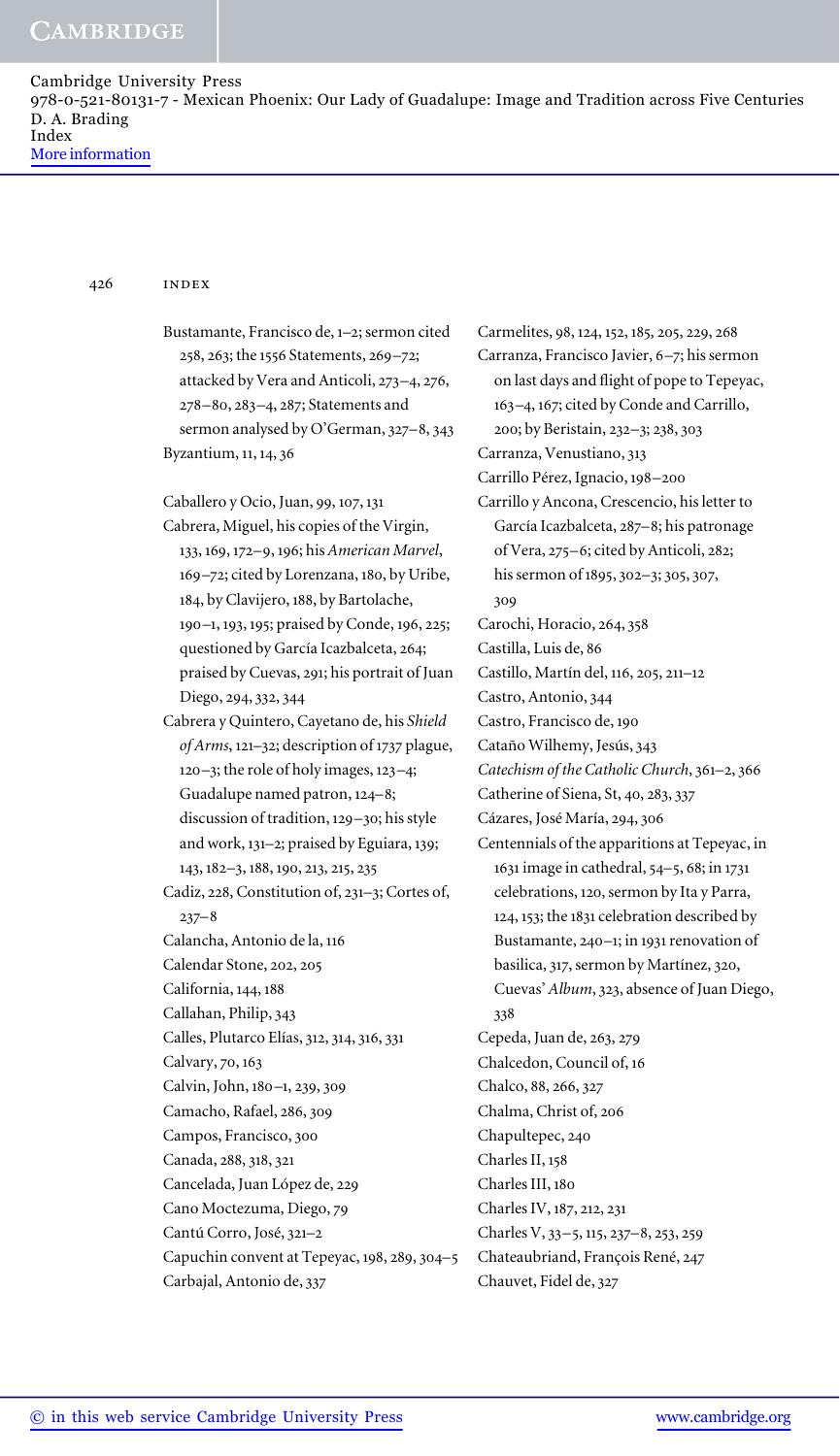Bustamante, Francisco de, 1–2; sermon cited 258, 263; the 1556 Statements, 269–72; attacked by Vera and Anticoli, 273–4, 276, 278–80, 283–4, 287; Statements and sermon analysed by O'German, 327–8, 343

Byzantium, 11, 14, 36

Caballero y Ocio, Juan, 99, 107, 131

Cabrera, Miguel, his copies of the Virgin, 133, 169, 172–9, 196; his *American Marvel*, 169–72; cited by Lorenzana, 180, by Uribe, 184, by Clavijero, 188, by Bartolache, 190–1, 193, 195; praised by Conde, 196, 225; questioned by García Icazbalceta, 264; praised by Cuevas, 291; his portrait of Juan Diego, 294, 332, 344

Cabrera y Quintero, Cayetano de, his *Shield of Arms*, 121–32; description of 1737 plague, 120–3; the role of holy images, 123–4; Guadalupe named patron, 124–8; discussion of tradition, 129–30; his style and work, 131–2; praised by Eguiara, 139; 143, 182–3, 188, 190, 213, 215, 235

Cadiz, 228, Constitution of, 231–3; Cortes of, 237–8

Calancha, Antonio de la, 116

Calendar Stone, 202, 205

California, 144, 188

Callahan, Philip, 343

Calles, Plutarco Elías, 312, 314, 316, 331

Calvary, 70, 163

Calvin, John, 180–1, 239, 309

Camacho, Rafael, 286, 309

Campos, Francisco, 300

Canada, 288, 318, 321

Cancelada, Juan López de, 229

Cano Moctezuma, Diego, 79

Cantú Corro, José, 321–2

Capuchin convent at Tepeyac, 198, 289, 304–5

Carbajal, Antonio de, 337

Carmelites, 98, 124, 152, 185, 205, 229, 268

Carranza, Francisco Javier, 6–7; his sermon on last days and flight of pope to Tepeyac, 163–4, 167; cited by Conde and Carrillo, 200; by Beristain, 232–3; 238, 303

Carranza, Venustiano, 313

Carrillo Pérez, Ignacio, 198–200

Carrillo y Ancona, Crescencio, his letter to García Icazbalceta, 287–8; his patronage of Vera, 275–6; cited by Anticoli, 282; his sermon of 1895, 302–3; 305, 307, 309

Carochi, Horacio, 264, 358

Castilla, Luis de, 86

Castillo, Martín del, 116, 205, 211–12

Castro, Antonio, 344

Castro, Francisco de, 190

Cataño Wilhemy, Jesús, 343

*Catechism of the Catholic Church*, 361–2, 366

Catherine of Siena, St, 40, 283, 337

Cázares, José María, 294, 306

Centennials of the apparitions at Tepeyac, in 1631 image in cathedral, 54–5, 68; in 1731 celebrations, 120, sermon by Ita y Parra, 124, 153; the 1831 celebration described by Bustamante, 240–1; in 1931 renovation of basilica, 317, sermon by Martínez, 320, Cuevas' *Album*, 323, absence of Juan Diego, 338

Cepeda, Juan de, 263, 279

Chalcedon, Council of, 16

Chalco, 88, 266, 327

Chalma, Christ of, 206

Chapultepec, 240

Charles II, 158

Charles III, 180

Charles IV, 187, 212, 231

Charles V, 33–5, 115, 237–8, 253, 259

Chateaubriand, François René, 247

Chauvet, Fidel de, 327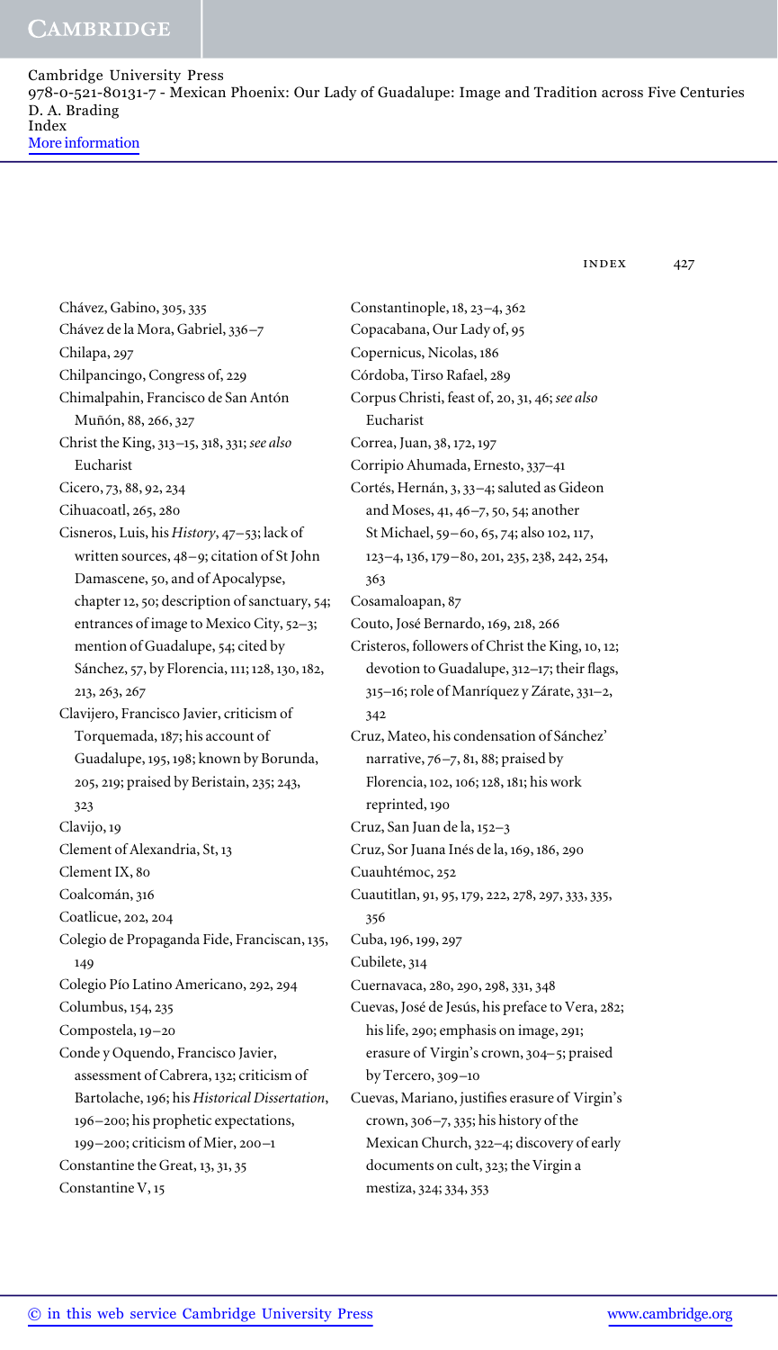Chávez, Gabino, 305, 335
Chávez de la Mora, Gabriel, 336–7
Chilapa, 297
Chilpancingo, Congress of, 229
Chimalpahin, Francisco de San Antón Muñón, 88, 266, 327
Christ the King, 313–15, 318, 331; *see also* Eucharist
Cicero, 73, 88, 92, 234
Cihuacoatl, 265, 280
Cisneros, Luis, his *History*, 47–53; lack of written sources, 48–9; citation of St John Damascene, 50, and of Apocalypse, chapter 12, 50; description of sanctuary, 54; entrances of image to Mexico City, 52–3; mention of Guadalupe, 54; cited by Sánchez, 57, by Florencia, 111; 128, 130, 182, 213, 263, 267
Clavijero, Francisco Javier, criticism of Torquemada, 187; his account of Guadalupe, 195, 198; known by Borunda, 205, 219; praised by Beristain, 235; 243, 323
Clavijo, 19
Clement of Alexandria, St, 13
Clement IX, 80
Coalcomán, 316
Coatlicue, 202, 204
Colegio de Propaganda Fide, Franciscan, 135, 149
Colegio Pío Latino Americano, 292, 294
Columbus, 154, 235
Compostela, 19–20
Conde y Oquendo, Francisco Javier, assessment of Cabrera, 132; criticism of Bartolache, 196; his *Historical Dissertation*, 196–200; his prophetic expectations, 199–200; criticism of Mier, 200–1
Constantine the Great, 13, 31, 35
Constantine V, 15
Constantinople, 18, 23–4, 362
Copacabana, Our Lady of, 95
Copernicus, Nicolas, 186
Córdoba, Tirso Rafael, 289
Corpus Christi, feast of, 20, 31, 46; *see also* Eucharist
Correa, Juan, 38, 172, 197
Corripio Ahumada, Ernesto, 337–41
Cortés, Hernán, 3, 33–4; saluted as Gideon and Moses, 41, 46–7, 50, 54; another St Michael, 59–60, 65, 74; also 102, 117, 123–4, 136, 179–80, 201, 235, 238, 242, 254, 363
Cosamaloapan, 87
Couto, José Bernardo, 169, 218, 266
Cristeros, followers of Christ the King, 10, 12; devotion to Guadalupe, 312–17; their flags, 315–16; role of Manríquez y Zárate, 331–2, 342
Cruz, Mateo, his condensation of Sánchez' narrative, 76–7, 81, 88; praised by Florencia, 102, 106; 128, 181; his work reprinted, 190
Cruz, San Juan de la, 152–3
Cruz, Sor Juana Inés de la, 169, 186, 290
Cuauhtémoc, 252
Cuautitlan, 91, 95, 179, 222, 278, 297, 333, 335, 356
Cuba, 196, 199, 297
Cubilete, 314
Cuernavaca, 280, 290, 298, 331, 348
Cuevas, José de Jesús, his preface to Vera, 282; his life, 290; emphasis on image, 291; erasure of Virgin's crown, 304–5; praised by Tercero, 309–10
Cuevas, Mariano, justifies erasure of Virgin's crown, 306–7, 335; his history of the Mexican Church, 322–4; discovery of early documents on cult, 323; the Virgin a mestiza, 324; 334, 353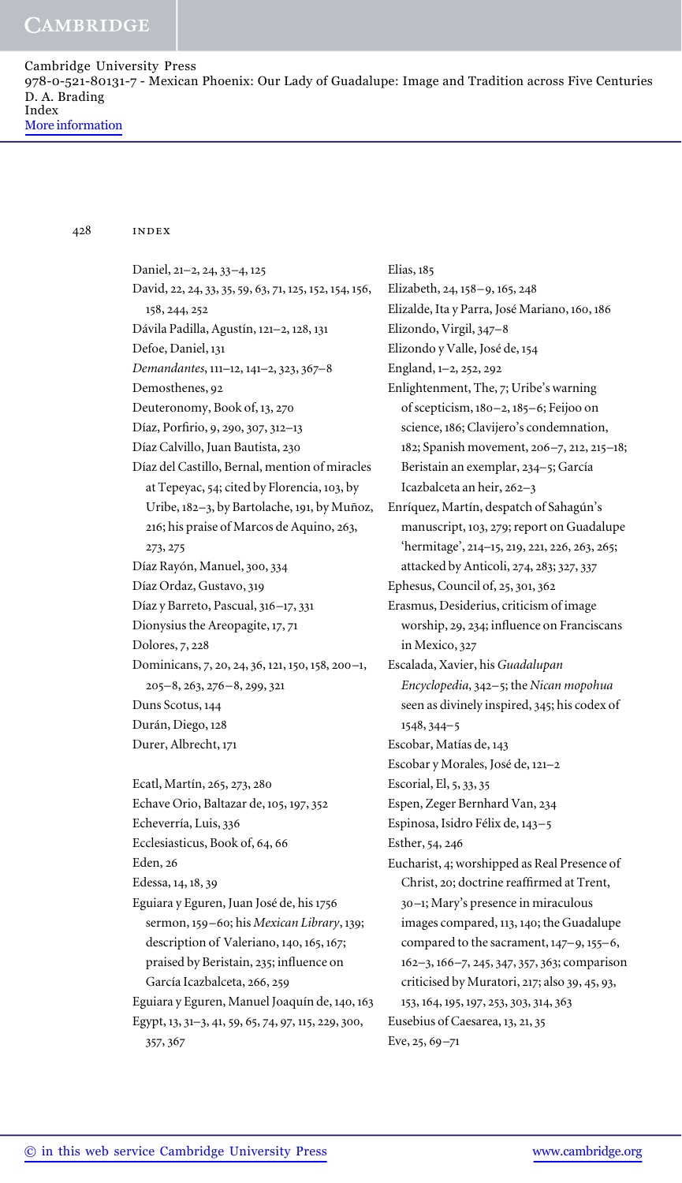Daniel, 21–2, 24, 33–4, 125
David, 22, 24, 33, 35, 59, 63, 71, 125, 152, 154, 156, 158, 244, 252
Dávila Padilla, Agustín, 121–2, 128, 131
Defoe, Daniel, 131
*Demandantes*, 111–12, 141–2, 323, 367–8
Demosthenes, 92
Deuteronomy, Book of, 13, 270
Díaz, Porfirio, 9, 290, 307, 312–13
Díaz Calvillo, Juan Bautista, 230
Díaz del Castillo, Bernal, mention of miracles at Tepeyac, 54; cited by Florencia, 103, by Uribe, 182–3, by Bartolache, 191, by Muñoz, 216; his praise of Marcos de Aquino, 263, 273, 275
Díaz Rayón, Manuel, 300, 334
Díaz Ordaz, Gustavo, 319
Díaz y Barreto, Pascual, 316–17, 331
Dionysius the Areopagite, 17, 71
Dolores, 7, 228
Dominicans, 7, 20, 24, 36, 121, 150, 158, 200–1, 205–8, 263, 276–8, 299, 321
Duns Scotus, 144
Durán, Diego, 128
Durer, Albrecht, 171

Ecatl, Martín, 265, 273, 280
Echave Orio, Baltazar de, 105, 197, 352
Echeverría, Luis, 336
Ecclesiasticus, Book of, 64, 66
Eden, 26
Edessa, 14, 18, 39
Eguiara y Eguren, Juan José de, his 1756 sermon, 159–60; his *Mexican Library*, 139; description of Valeriano, 140, 165, 167; praised by Beristain, 235; influence on García Icazbalceta, 266, 259
Eguiara y Eguren, Manuel Joaquín de, 140, 163
Egypt, 13, 31–3, 41, 59, 65, 74, 97, 115, 229, 300, 357, 367
Elias, 185
Elizabeth, 24, 158–9, 165, 248
Elizalde, Ita y Parra, José Mariano, 160, 186
Elizondo, Virgil, 347–8
Elizondo y Valle, José de, 154
England, 1–2, 252, 292
Enlightenment, The, 7; Uribe's warning of scepticism, 180–2, 185–6; Feijoo on science, 186; Clavijero's condemnation, 182; Spanish movement, 206–7, 212, 215–18; Beristain an exemplar, 234–5; García Icazbalceta an heir, 262–3
Enríquez, Martín, despatch of Sahagún's manuscript, 103, 279; report on Guadalupe 'hermitage', 214–15, 219, 221, 226, 263, 265; attacked by Anticoli, 274, 283; 327, 337
Ephesus, Council of, 25, 301, 362
Erasmus, Desiderius, criticism of image worship, 29, 234; influence on Franciscans in Mexico, 327
Escalada, Xavier, his *Guadalupan Encyclopedia*, 342–5; the *Nican mopohua* seen as divinely inspired, 345; his codex of 1548, 344–5
Escobar, Matías de, 143
Escobar y Morales, José de, 121–2
Escorial, El, 5, 33, 35
Espen, Zeger Bernhard Van, 234
Espinosa, Isidro Félix de, 143–5
Esther, 54, 246
Eucharist, 4; worshipped as Real Presence of Christ, 20; doctrine reaffirmed at Trent, 30–1; Mary's presence in miraculous images compared, 113, 140; the Guadalupe compared to the sacrament, 147–9, 155–6, 162–3, 166–7, 245, 347, 357, 363; comparison criticised by Muratori, 217; also 39, 45, 93, 153, 164, 195, 197, 253, 303, 314, 363
Eusebius of Caesarea, 13, 21, 35
Eve, 25, 69–71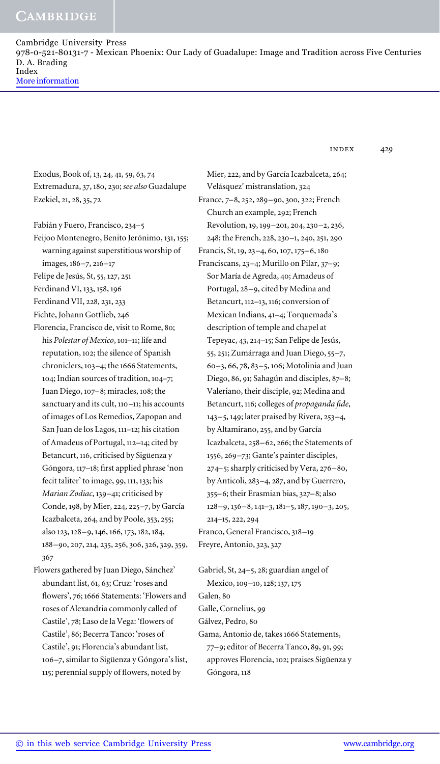Exodus, Book of, 13, 24, 41, 59, 63, 74

Extremadura, 37, 180, 230; *see also* Guadalupe

Ezekiel, 21, 28, 35, 72

Fabián y Fuero, Francisco, 234–5

Feijoo Montenegro, Benito Jerónimo, 131, 155; warning against superstitious worship of images, 186–7, 216–17

Felipe de Jesús, St, 55, 127, 251

Ferdinand VI, 133, 158, 196

Ferdinand VII, 228, 231, 233

Fichte, Johann Gottlieb, 246

Florencia, Francisco de, visit to Rome, 80; his *Polestar of Mexico*, 101–11; life and reputation, 102; the silence of Spanish chroniclers, 103–4; the 1666 Statements, 104; Indian sources of tradition, 104–7; Juan Diego, 107–8; miracles, 108; the sanctuary and its cult, 110–11; his accounts of images of Los Remedios, Zapopan and San Juan de los Lagos, 111–12; his citation of Amadeus of Portugal, 112–14; cited by Betancurt, 116, criticised by Sigüenza y Góngora, 117–18; first applied phrase 'non fecit taliter' to image, 99, 111, 133; his *Marian Zodiac*, 139–41; criticised by Conde, 198, by Mier, 224, 225–7, by García Icazbalceta, 264, and by Poole, 353, 255; also 123, 128–9, 146, 166, 173, 182, 184, 188–90, 207, 214, 235, 256, 306, 326, 329, 359, 367

Flowers gathered by Juan Diego, Sánchez' abundant list, 61, 63; Cruz: 'roses and flowers', 76; 1666 Statements: 'Flowers and roses of Alexandria commonly called of Castile', 78; Laso de la Vega: 'flowers of Castile', 86; Becerra Tanco: 'roses of Castile', 91; Florencia's abundant list, 106–7, similar to Sigüenza y Góngora's list, 115; perennial supply of flowers, noted by Mier, 222, and by García Icazbalceta, 264; Velásquez' mistranslation, 324

France, 7–8, 252, 289–90, 300, 322; French Church an example, 292; French Revolution, 19, 199–201, 204, 230–2, 236, 248; the French, 228, 230–1, 240, 251, 290

Francis, St, 19, 23–4, 60, 107, 175–6, 180

Franciscans, 23–4; Murillo on Pilar, 37–9; Sor María de Agreda, 40; Amadeus of Portugal, 28–9, cited by Medina and Betancurt, 112–13, 116; conversion of Mexican Indians, 41–4; Torquemada's description of temple and chapel at Tepeyac, 43, 214–15; San Felipe de Jesús, 55, 251; Zumárraga and Juan Diego, 55–7, 60–3, 66, 78, 83–5, 106; Motolinia and Juan Diego, 86, 91; Sahagún and disciples, 87–8; Valeriano, their disciple, 92; Medina and Betancurt, 116; colleges of *propaganda fide*, 143–5, 149; later praised by Rivera, 253–4, by Altamirano, 255, and by García Icazbalceta, 258–62, 266; the Statements of 1556, 269–73; Gante's painter disciples, 274–5; sharply criticised by Vera, 276–80, by Anticoli, 283–4, 287, and by Guerrero, 355–6; their Erasmian bias, 327–8; also 128–9, 136–8, 141–3, 181–5, 187, 190–3, 205, 214–15, 222, 294

Franco, General Francisco, 318–19

Freyre, Antonio, 323, 327

Gabriel, St, 24–5, 28; guardian angel of Mexico, 109–10, 128; 137, 175

Galen, 80

Galle, Cornelius, 99

Gálvez, Pedro, 80

Gama, Antonio de, takes 1666 Statements, 77–9; editor of Becerra Tanco, 89, 91, 99; approves Florencia, 102; praises Sigüenza y Góngora, 118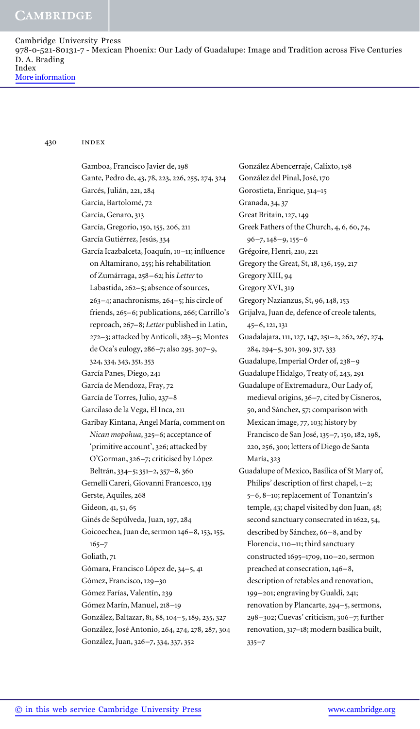Gamboa, Francisco Javier de, 198
Gante, Pedro de, 43, 78, 223, 226, 255, 274, 324
Garcés, Julián, 221, 284
García, Bartolomé, 72
García, Genaro, 313
García, Gregorio, 150, 155, 206, 211
García Gutiérrez, Jesús, 334
García Icazbalceta, Joaquín, 10–11; influence on Altamirano, 255; his rehabilitation of Zumárraga, 258–62; his *Letter* to Labastida, 262–5; absence of sources, 263–4; anachronisms, 264–5; his circle of friends, 265–6; publications, 266; Carrillo's reproach, 267–8; *Letter* published in Latin, 272–3; attacked by Anticoli, 283–5; Montes de Oca's eulogy, 286–7; also 295, 307–9, 324, 334, 343, 351, 353
García Panes, Diego, 241
García de Mendoza, Fray, 72
García de Torres, Julio, 237–8
Garcilaso de la Vega, El Inca, 211
Garibay Kintana, Angel María, comment on *Nican mopohua*, 325–6; acceptance of 'primitive account', 326; attacked by O'Gorman, 326–7; criticised by López Beltrán, 334–5; 351–2, 357–8, 360
Gemelli Careri, Giovanni Francesco, 139
Gerste, Aquiles, 268
Gideon, 41, 51, 65
Ginés de Sepúlveda, Juan, 197, 284
Goicoechea, Juan de, sermon 146–8, 153, 155, 165–7
Goliath, 71
Gómara, Francisco López de, 34–5, 41
Gómez, Francisco, 129–30
Gómez Farías, Valentín, 239
Gómez Marín, Manuel, 218–19
González, Baltazar, 81, 88, 104–5, 189, 235, 327
González, José Antonio, 264, 274, 278, 287, 304
González, Juan, 326–7, 334, 337, 352
González Abencerraje, Calixto, 198
González del Pinal, José, 170
Gorostieta, Enrique, 314–15
Granada, 34, 37
Great Britain, 127, 149
Greek Fathers of the Church, 4, 6, 60, 74, 96–7, 148–9, 155–6
Grégoire, Henri, 210, 221
Gregory the Great, St, 18, 136, 159, 217
Gregory XIII, 94
Gregory XVI, 319
Gregory Nazianzus, St, 96, 148, 153
Grijalva, Juan de, defence of creole talents, 45–6, 121, 131
Guadalajara, 111, 127, 147, 251–2, 262, 267, 274, 284, 294–5, 301, 309, 317, 333
Guadalupe, Imperial Order of, 238–9
Guadalupe Hidalgo, Treaty of, 243, 291
Guadalupe of Extremadura, Our Lady of, medieval origins, 36–7, cited by Cisneros, 50, and Sánchez, 57; comparison with Mexican image, 77, 103; history by Francisco de San José, 135–7, 150, 182, 198, 220, 256, 300; letters of Diego de Santa María, 323
Guadalupe of Mexico, Basilica of St Mary of, Philips' description of first chapel, 1–2; 5–6, 8–10; replacement of Tonantzin's temple, 43; chapel visited by don Juan, 48; second sanctuary consecrated in 1622, 54, described by Sánchez, 66–8, and by Florencia, 110–11; third sanctuary constructed 1695–1709, 110–20, sermon preached at consecration, 146–8, description of retables and renovation, 199–201; engraving by Gualdi, 241; renovation by Plancarte, 294–5, sermons, 298–302; Cuevas' criticism, 306–7; further renovation, 317–18; modern basilica built, 335–7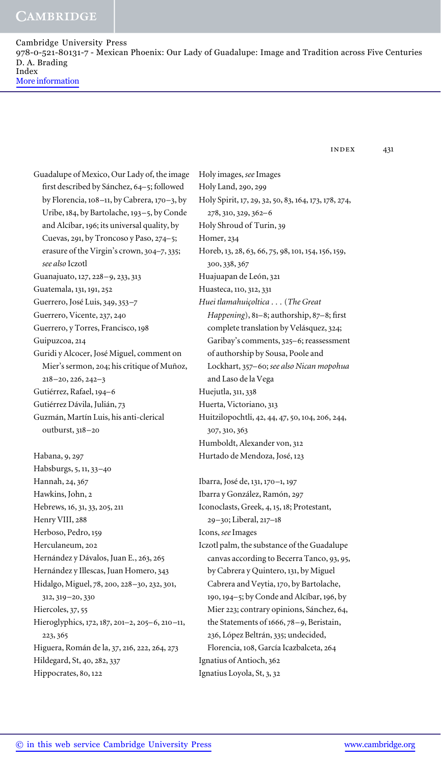Guadalupe of Mexico, Our Lady of, the image first described by Sánchez, 64–5; followed by Florencia, 108–11, by Cabrera, 170–3, by Uribe, 184, by Bartolache, 193–5, by Conde and Alcíbar, 196; its universal quality, by Cuevas, 291, by Troncoso y Paso, 274–5; erasure of the Virgin's crown, 304–7, 335; *see also* Iczotl

Guanajuato, 127, 228–9, 233, 313

Guatemala, 131, 191, 252

Guerrero, José Luis, 349, 353–7

Guerrero, Vicente, 237, 240

Guerrero, y Torres, Francisco, 198

Guipuzcoa, 214

Guridi y Alcocer, José Miguel, comment on Mier's sermon, 204; his critique of Muñoz, 218–20, 226, 242–3

Gutiérrez, Rafael, 194–6

Gutiérrez Dávila, Julián, 73

Guzmán, Martín Luis, his anti-clerical outburst, 318–20

Habana, 9, 297

Habsburgs, 5, 11, 33–40

Hannah, 24, 367

Hawkins, John, 2

Hebrews, 16, 31, 33, 205, 211

Henry VIII, 288

Herboso, Pedro, 159

Herculaneum, 202

Hernández y Dávalos, Juan E., 263, 265

Hernández y Illescas, Juan Homero, 343

Hidalgo, Miguel, 78, 200, 228–30, 232, 301, 312, 319–20, 330

Hiercoles, 37, 55

Hieroglyphics, 172, 187, 201–2, 205–6, 210–11, 223, 365

Higuera, Román de la, 37, 216, 222, 264, 273

Hildegard, St, 40, 282, 337

Hippocrates, 80, 122

Holy images, *see* Images

Holy Land, 290, 299

Holy Spirit, 17, 29, 32, 50, 83, 164, 173, 178, 274, 278, 310, 329, 362–6

Holy Shroud of Turin, 39

Homer, 234

Horeb, 13, 28, 63, 66, 75, 98, 101, 154, 156, 159, 300, 338, 367

Huajuapan de León, 321

Huasteca, 110, 312, 331

*Huei tlamahuiçoltica . . .* (*The Great Happening*), 81–8; authorship, 87–8; first complete translation by Velásquez, 324; Garibay's comments, 325–6; reassessment of authorship by Sousa, Poole and Lockhart, 357–60; *see also Nican mopohua* and Laso de la Vega

Huejutla, 311, 338

Huerta, Victoriano, 313

Huitzilopochtli, 42, 44, 47, 50, 104, 206, 244, 307, 310, 363

Humboldt, Alexander von, 312

Hurtado de Mendoza, José, 123

Ibarra, José de, 131, 170–1, 197

Ibarra y González, Ramón, 297

Iconoclasts, Greek, 4, 15, 18; Protestant, 29–30; Liberal, 217–18

Icons, *see* Images

Iczotl palm, the substance of the Guadalupe canvas according to Becerra Tanco, 93, 95, by Cabrera y Quintero, 131, by Miguel Cabrera and Veytia, 170, by Bartolache, 190, 194–5; by Conde and Alcíbar, 196, by Mier 223; contrary opinions, Sánchez, 64, the Statements of 1666, 78–9, Beristain, 236, López Beltrán, 335; undecided, Florencia, 108, García Icazbalceta, 264

Ignatius of Antioch, 362

Ignatius Loyola, St, 3, 32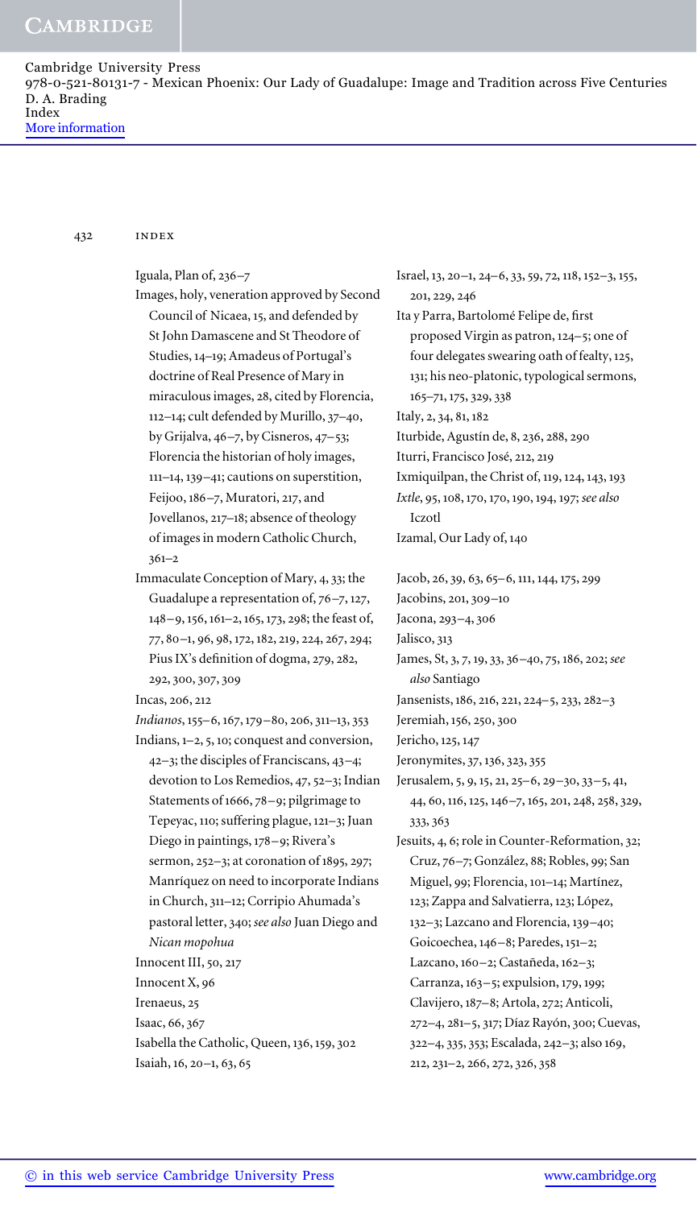Iguala, Plan of, 236–7

Images, holy, veneration approved by Second Council of Nicaea, 15, and defended by St John Damascene and St Theodore of Studies, 14–19; Amadeus of Portugal's doctrine of Real Presence of Mary in miraculous images, 28, cited by Florencia, 112–14; cult defended by Murillo, 37–40, by Grijalva, 46–7, by Cisneros, 47–53; Florencia the historian of holy images, 111–14, 139–41; cautions on superstition, Feijoo, 186–7, Muratori, 217, and Jovellanos, 217–18; absence of theology of images in modern Catholic Church, 361–2

Immaculate Conception of Mary, 4, 33; the Guadalupe a representation of, 76–7, 127, 148–9, 156, 161–2, 165, 173, 298; the feast of, 77, 80–1, 96, 98, 172, 182, 219, 224, 267, 294; Pius IX's definition of dogma, 279, 282, 292, 300, 307, 309

Incas, 206, 212

*Indianos*, 155–6, 167, 179–80, 206, 311–13, 353

Indians, 1–2, 5, 10; conquest and conversion, 42–3; the disciples of Franciscans, 43–4; devotion to Los Remedios, 47, 52–3; Indian Statements of 1666, 78–9; pilgrimage to Tepeyac, 110; suffering plague, 121–3; Juan Diego in paintings, 178–9; Rivera's sermon, 252–3; at coronation of 1895, 297; Manríquez on need to incorporate Indians in Church, 311–12; Corripio Ahumada's pastoral letter, 340; *see also* Juan Diego and *Nican mopohua*

Innocent III, 50, 217

Innocent X, 96

Irenaeus, 25

Isaac, 66, 367

Isabella the Catholic, Queen, 136, 159, 302

Isaiah, 16, 20–1, 63, 65

Israel, 13, 20–1, 24–6, 33, 59, 72, 118, 152–3, 155, 201, 229, 246

Ita y Parra, Bartolomé Felipe de, first proposed Virgin as patron, 124–5; one of four delegates swearing oath of fealty, 125, 131; his neo-platonic, typological sermons, 165–71, 175, 329, 338

Italy, 2, 34, 81, 182

Iturbide, Agustín de, 8, 236, 288, 290

Iturri, Francisco José, 212, 219

Ixmiquilpan, the Christ of, 119, 124, 143, 193

*Ixtle*, 95, 108, 170, 170, 190, 194, 197; *see also* Iczotl

Izamal, Our Lady of, 140

Jacob, 26, 39, 63, 65–6, 111, 144, 175, 299

Jacobins, 201, 309–10

Jacona, 293–4, 306

Jalisco, 313

James, St, 3, 7, 19, 33, 36–40, 75, 186, 202; *see also* Santiago

Jansenists, 186, 216, 221, 224–5, 233, 282–3

Jeremiah, 156, 250, 300

Jericho, 125, 147

Jeronymites, 37, 136, 323, 355

Jerusalem, 5, 9, 15, 21, 25–6, 29–30, 33–5, 41, 44, 60, 116, 125, 146–7, 165, 201, 248, 258, 329, 333, 363

Jesuits, 4, 6; role in Counter-Reformation, 32; Cruz, 76–7; González, 88; Robles, 99; San Miguel, 99; Florencia, 101–14; Martínez, 123; Zappa and Salvatierra, 123; López, 132–3; Lazcano and Florencia, 139–40; Goicoechea, 146–8; Paredes, 151–2; Lazcano, 160–2; Castañeda, 162–3; Carranza, 163–5; expulsion, 179, 199; Clavijero, 187–8; Artola, 272; Anticoli, 272–4, 281–5, 317; Díaz Rayón, 300; Cuevas, 322–4, 335, 353; Escalada, 242–3; also 169, 212, 231–2, 266, 272, 326, 358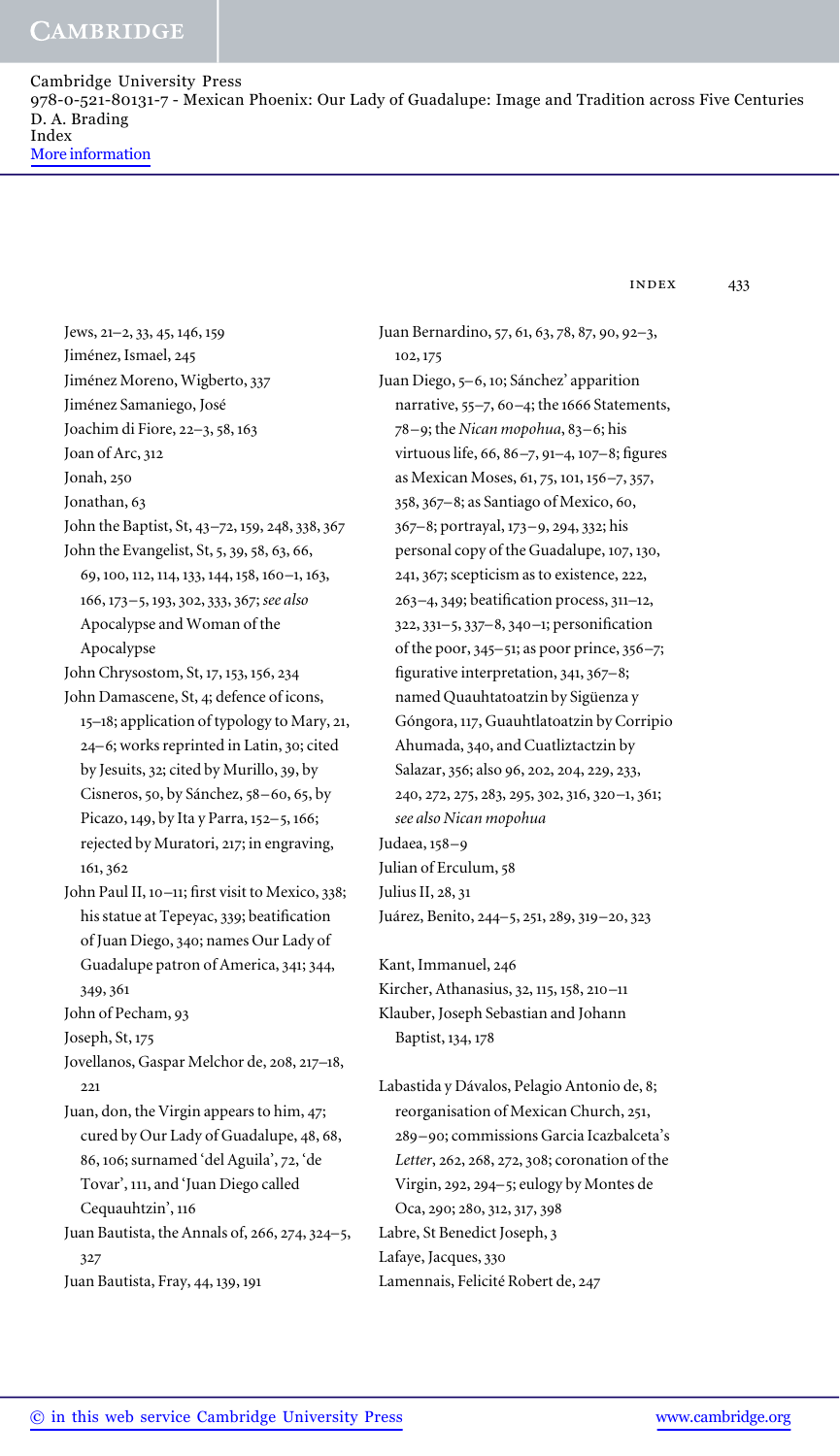Jews, 21–2, 33, 45, 146, 159
Jiménez, Ismael, 245
Jiménez Moreno, Wigberto, 337
Jiménez Samaniego, José
Joachim di Fiore, 22–3, 58, 163
Joan of Arc, 312
Jonah, 250
Jonathan, 63
John the Baptist, St, 43–72, 159, 248, 338, 367
John the Evangelist, St, 5, 39, 58, 63, 66, 69, 100, 112, 114, 133, 144, 158, 160–1, 163, 166, 173–5, 193, 302, 333, 367; *see also* Apocalypse and Woman of the Apocalypse
John Chrysostom, St, 17, 153, 156, 234
John Damascene, St, 4; defence of icons, 15–18; application of typology to Mary, 21, 24–6; works reprinted in Latin, 30; cited by Jesuits, 32; cited by Murillo, 39, by Cisneros, 50, by Sánchez, 58–60, 65, by Picazo, 149, by Ita y Parra, 152–5, 166; rejected by Muratori, 217; in engraving, 161, 362
John Paul II, 10–11; first visit to Mexico, 338; his statue at Tepeyac, 339; beatification of Juan Diego, 340; names Our Lady of Guadalupe patron of America, 341; 344, 349, 361
John of Pecham, 93
Joseph, St, 175
Jovellanos, Gaspar Melchor de, 208, 217–18, 221
Juan, don, the Virgin appears to him, 47; cured by Our Lady of Guadalupe, 48, 68, 86, 106; surnamed 'del Aguila', 72, 'de Tovar', 111, and 'Juan Diego called Cequauhtzin', 116
Juan Bautista, the Annals of, 266, 274, 324–5, 327
Juan Bautista, Fray, 44, 139, 191
Juan Bernardino, 57, 61, 63, 78, 87, 90, 92–3, 102, 175
Juan Diego, 5–6, 10; Sánchez' apparition narrative, 55–7, 60–4; the 1666 Statements, 78–9; the *Nican mopohua*, 83–6; his virtuous life, 66, 86–7, 91–4, 107–8; figures as Mexican Moses, 61, 75, 101, 156–7, 357, 358, 367–8; as Santiago of Mexico, 60, 367–8; portrayal, 173–9, 294, 332; his personal copy of the Guadalupe, 107, 130, 241, 367; scepticism as to existence, 222, 263–4, 349; beatification process, 311–12, 322, 331–5, 337–8, 340–1; personification of the poor, 345–51; as poor prince, 356–7; figurative interpretation, 341, 367–8; named Quauhtatoatzin by Sigüenza y Góngora, 117, Guauhtlatoatzin by Corripio Ahumada, 340, and Cuatliztactzin by Salazar, 356; also 96, 202, 204, 229, 233, 240, 272, 275, 283, 295, 302, 316, 320–1, 361; *see also Nican mopohua*
Judaea, 158–9
Julian of Erculum, 58
Julius II, 28, 31
Juárez, Benito, 244–5, 251, 289, 319–20, 323

Kant, Immanuel, 246
Kircher, Athanasius, 32, 115, 158, 210–11
Klauber, Joseph Sebastian and Johann Baptist, 134, 178

Labastida y Dávalos, Pelagio Antonio de, 8; reorganisation of Mexican Church, 251, 289–90; commissions Garcia Icazbalceta's *Letter*, 262, 268, 272, 308; coronation of the Virgin, 292, 294–5; eulogy by Montes de Oca, 290; 280, 312, 317, 398
Labre, St Benedict Joseph, 3
Lafaye, Jacques, 330
Lamennais, Felicité Robert de, 247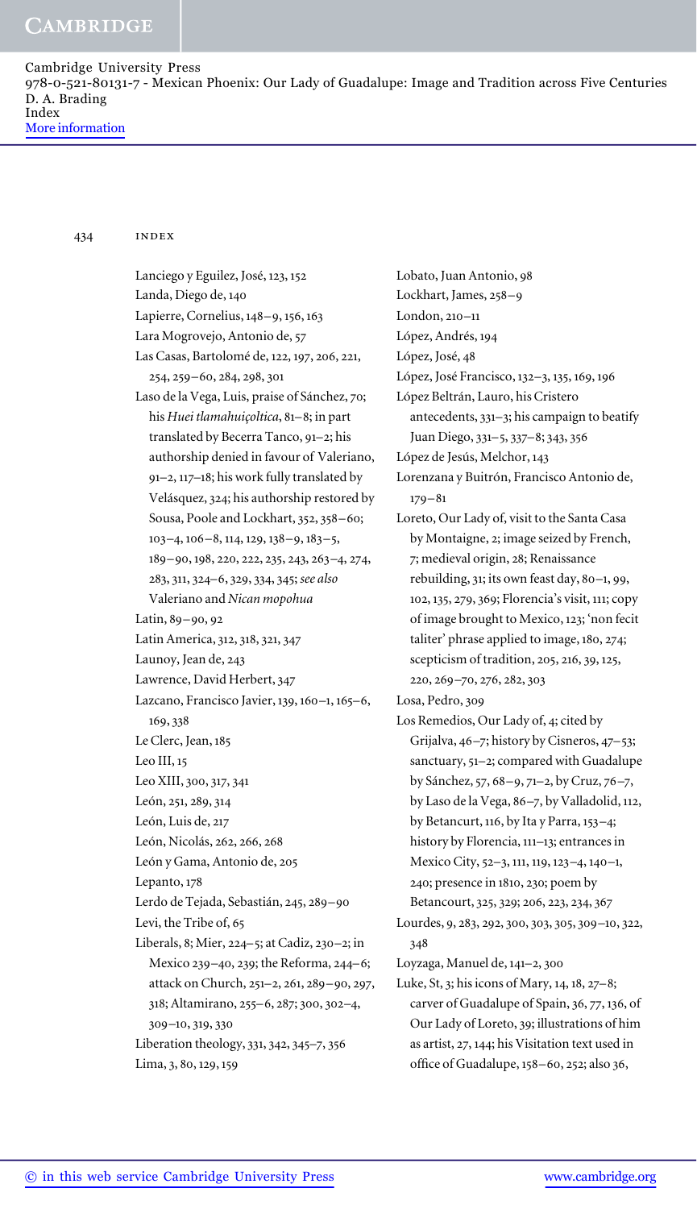Lanciego y Eguilez, José, 123, 152
Landa, Diego de, 140
Lapierre, Cornelius, 148–9, 156, 163
Lara Mogrovejo, Antonio de, 57
Las Casas, Bartolomé de, 122, 197, 206, 221, 254, 259–60, 284, 298, 301
Laso de la Vega, Luis, praise of Sánchez, 70; his *Huei tlamahuiçoltica*, 81–8; in part translated by Becerra Tanco, 91–2; his authorship denied in favour of Valeriano, 91–2, 117–18; his work fully translated by Velásquez, 324; his authorship restored by Sousa, Poole and Lockhart, 352, 358–60; 103–4, 106–8, 114, 129, 138–9, 183–5, 189–90, 198, 220, 222, 235, 243, 263–4, 274, 283, 311, 324–6, 329, 334, 345; *see also* Valeriano and *Nican mopohua*
Latin, 89–90, 92
Latin America, 312, 318, 321, 347
Launoy, Jean de, 243
Lawrence, David Herbert, 347
Lazcano, Francisco Javier, 139, 160–1, 165–6, 169, 338
Le Clerc, Jean, 185
Leo III, 15
Leo XIII, 300, 317, 341
León, 251, 289, 314
León, Luis de, 217
León, Nicolás, 262, 266, 268
León y Gama, Antonio de, 205
Lepanto, 178
Lerdo de Tejada, Sebastián, 245, 289–90
Levi, the Tribe of, 65
Liberals, 8; Mier, 224–5; at Cadiz, 230–2; in Mexico 239–40, 239; the Reforma, 244–6; attack on Church, 251–2, 261, 289–90, 297, 318; Altamirano, 255–6, 287; 300, 302–4, 309–10, 319, 330
Liberation theology, 331, 342, 345–7, 356
Lima, 3, 80, 129, 159
Lobato, Juan Antonio, 98
Lockhart, James, 258–9
London, 210–11
López, Andrés, 194
López, José, 48
López, José Francisco, 132–3, 135, 169, 196
López Beltrán, Lauro, his Cristero antecedents, 331–3; his campaign to beatify Juan Diego, 331–5, 337–8; 343, 356
López de Jesús, Melchor, 143
Lorenzana y Buitrón, Francisco Antonio de, 179–81
Loreto, Our Lady of, visit to the Santa Casa by Montaigne, 2; image seized by French, 7; medieval origin, 28; Renaissance rebuilding, 31; its own feast day, 80–1, 99, 102, 135, 279, 369; Florencia's visit, 111; copy of image brought to Mexico, 123; 'non fecit taliter' phrase applied to image, 180, 274; scepticism of tradition, 205, 216, 39, 125, 220, 269–70, 276, 282, 303
Losa, Pedro, 309
Los Remedios, Our Lady of, 4; cited by Grijalva, 46–7; history by Cisneros, 47–53; sanctuary, 51–2; compared with Guadalupe by Sánchez, 57, 68–9, 71–2, by Cruz, 76–7, by Laso de la Vega, 86–7, by Valladolid, 112, by Betancurt, 116, by Ita y Parra, 153–4; history by Florencia, 111–13; entrances in Mexico City, 52–3, 111, 119, 123–4, 140–1, 240; presence in 1810, 230; poem by Betancourt, 325, 329; 206, 223, 234, 367
Lourdes, 9, 283, 292, 300, 303, 305, 309–10, 322, 348
Loyzaga, Manuel de, 141–2, 300
Luke, St, 3; his icons of Mary, 14, 18, 27–8; carver of Guadalupe of Spain, 36, 77, 136, of Our Lady of Loreto, 39; illustrations of him as artist, 27, 144; his Visitation text used in office of Guadalupe, 158–60, 252; also 36,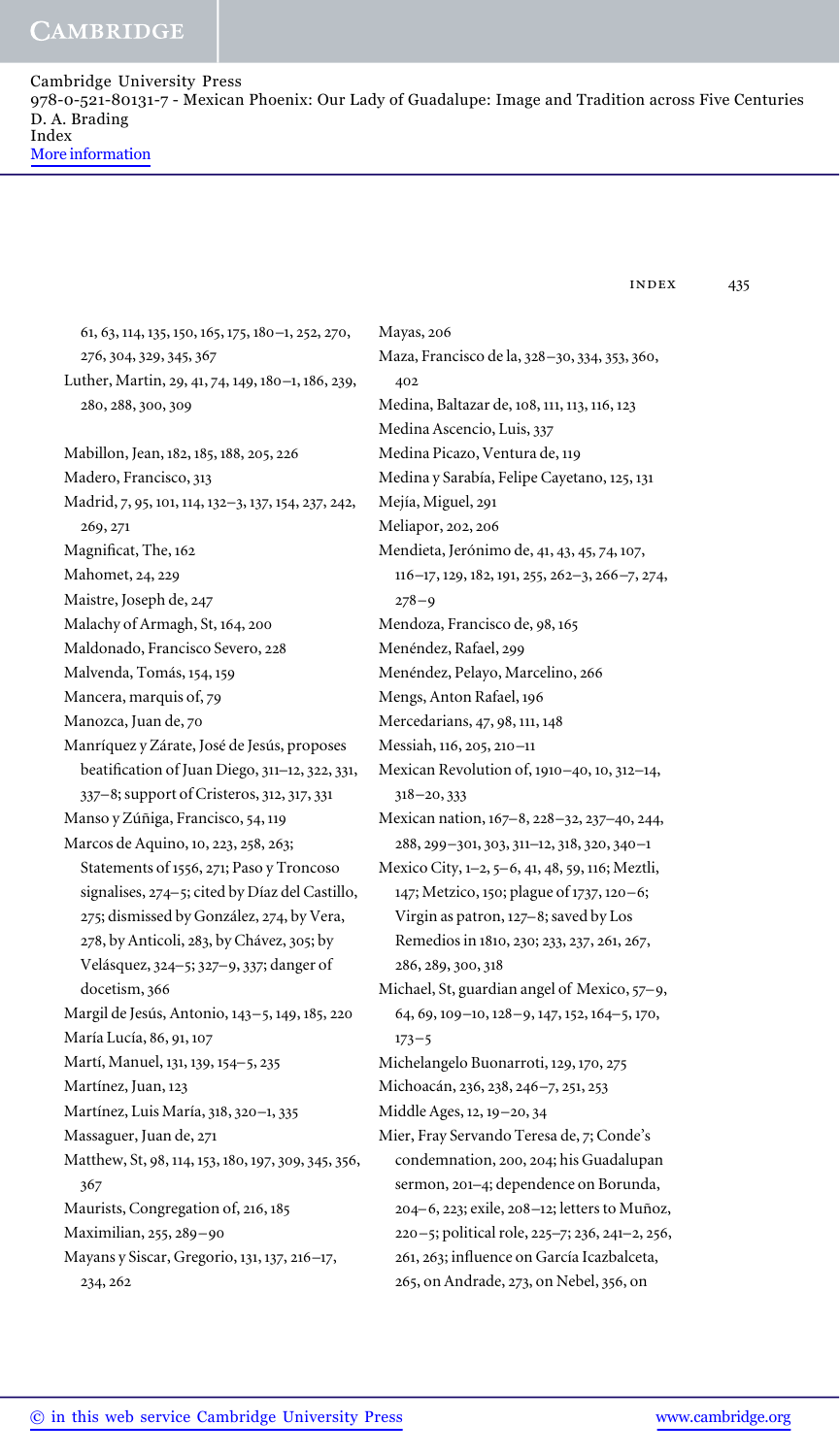61, 63, 114, 135, 150, 165, 175, 180–1, 252, 270, 276, 304, 329, 345, 367

Luther, Martin, 29, 41, 74, 149, 180–1, 186, 239, 280, 288, 300, 309

Mabillon, Jean, 182, 185, 188, 205, 226

Madero, Francisco, 313

Madrid, 7, 95, 101, 114, 132–3, 137, 154, 237, 242, 269, 271

Magnificat, The, 162

Mahomet, 24, 229

Maistre, Joseph de, 247

Malachy of Armagh, St, 164, 200

Maldonado, Francisco Severo, 228

Malvenda, Tomás, 154, 159

Mancera, marquis of, 79

Manozca, Juan de, 70

Manríquez y Zárate, José de Jesús, proposes beatification of Juan Diego, 311–12, 322, 331, 337–8; support of Cristeros, 312, 317, 331

Manso y Zúñiga, Francisco, 54, 119

Marcos de Aquino, 10, 223, 258, 263; Statements of 1556, 271; Paso y Troncoso signalises, 274–5; cited by Díaz del Castillo, 275; dismissed by González, 274, by Vera, 278, by Anticoli, 283, by Chávez, 305; by Velásquez, 324–5; 327–9, 337; danger of docetism, 366

Margil de Jesús, Antonio, 143–5, 149, 185, 220

María Lucía, 86, 91, 107

Martí, Manuel, 131, 139, 154–5, 235

Martínez, Juan, 123

Martínez, Luis María, 318, 320–1, 335

Massaguer, Juan de, 271

Matthew, St, 98, 114, 153, 180, 197, 309, 345, 356, 367

Maurists, Congregation of, 216, 185

Maximilian, 255, 289–90

Mayans y Siscar, Gregorio, 131, 137, 216–17, 234, 262

Mayas, 206

Maza, Francisco de la, 328–30, 334, 353, 360, 402

Medina, Baltazar de, 108, 111, 113, 116, 123

Medina Ascencio, Luis, 337

Medina Picazo, Ventura de, 119

Medina y Sarabía, Felipe Cayetano, 125, 131

Mejía, Miguel, 291

Meliapor, 202, 206

Mendieta, Jerónimo de, 41, 43, 45, 74, 107, 116–17, 129, 182, 191, 255, 262–3, 266–7, 274, 278–9

Mendoza, Francisco de, 98, 165

Menéndez, Rafael, 299

Menéndez, Pelayo, Marcelino, 266

Mengs, Anton Rafael, 196

Mercedarians, 47, 98, 111, 148

Messiah, 116, 205, 210–11

Mexican Revolution of, 1910–40, 10, 312–14, 318–20, 333

Mexican nation, 167–8, 228–32, 237–40, 244, 288, 299–301, 303, 311–12, 318, 320, 340–1

Mexico City, 1–2, 5–6, 41, 48, 59, 116; Meztli, 147; Metzico, 150; plague of 1737, 120–6; Virgin as patron, 127–8; saved by Los Remedios in 1810, 230; 233, 237, 261, 267, 286, 289, 300, 318

Michael, St, guardian angel of Mexico, 57–9, 64, 69, 109–10, 128–9, 147, 152, 164–5, 170, 173–5

Michelangelo Buonarroti, 129, 170, 275

Michoacán, 236, 238, 246–7, 251, 253

Middle Ages, 12, 19–20, 34

Mier, Fray Servando Teresa de, 7; Conde's condemnation, 200, 204; his Guadalupan sermon, 201–4; dependence on Borunda, 204–6, 223; exile, 208–12; letters to Muñoz, 220–5; political role, 225–7; 236, 241–2, 256, 261, 263; influence on García Icazbalceta, 265, on Andrade, 273, on Nebel, 356, on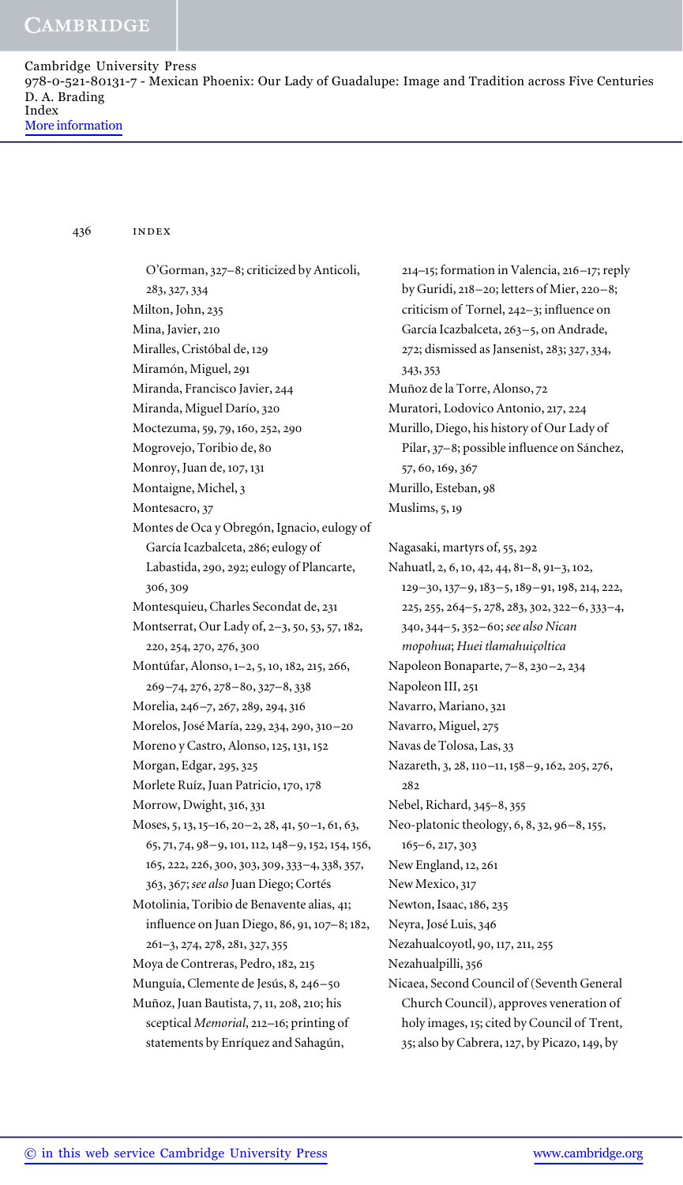O'Gorman, 327–8; criticized by Anticoli, 283, 327, 334

Milton, John, 235

Mina, Javier, 210

Miralles, Cristóbal de, 129

Miramón, Miguel, 291

Miranda, Francisco Javier, 244

Miranda, Miguel Darío, 320

Moctezuma, 59, 79, 160, 252, 290

Mogrovejo, Toribio de, 80

Monroy, Juan de, 107, 131

Montaigne, Michel, 3

Montesacro, 37

Montes de Oca y Obregón, Ignacio, eulogy of García Icazbalceta, 286; eulogy of Labastida, 290, 292; eulogy of Plancarte, 306, 309

Montesquieu, Charles Secondat de, 231

Montserrat, Our Lady of, 2–3, 50, 53, 57, 182, 220, 254, 270, 276, 300

Montúfar, Alonso, 1–2, 5, 10, 182, 215, 266, 269–74, 276, 278–80, 327–8, 338

Morelia, 246–7, 267, 289, 294, 316

Morelos, José María, 229, 234, 290, 310–20

Moreno y Castro, Alonso, 125, 131, 152

Morgan, Edgar, 295, 325

Morlete Ruíz, Juan Patricio, 170, 178

Morrow, Dwight, 316, 331

Moses, 5, 13, 15–16, 20–2, 28, 41, 50–1, 61, 63, 65, 71, 74, 98–9, 101, 112, 148–9, 152, 154, 156, 165, 222, 226, 300, 303, 309, 333–4, 338, 357, 363, 367; *see also* Juan Diego; Cortés

Motolinia, Toribio de Benavente alias, 41; influence on Juan Diego, 86, 91, 107–8; 182, 261–3, 274, 278, 281, 327, 355

Moya de Contreras, Pedro, 182, 215

Munguía, Clemente de Jesús, 8, 246–50

Muñoz, Juan Bautista, 7, 11, 208, 210; his sceptical *Memorial*, 212–16; printing of statements by Enríquez and Sahagún, 214–15; formation in Valencia, 216–17; reply by Guridi, 218–20; letters of Mier, 220–8; criticism of Tornel, 242–3; influence on García Icazbalceta, 263–5, on Andrade, 272; dismissed as Jansenist, 283; 327, 334, 343, 353

Muñoz de la Torre, Alonso, 72

Muratori, Lodovico Antonio, 217, 224

Murillo, Diego, his history of Our Lady of Pilar, 37–8; possible influence on Sánchez, 57, 60, 169, 367

Murillo, Esteban, 98

Muslims, 5, 19

Nagasaki, martyrs of, 55, 292

Nahuatl, 2, 6, 10, 42, 44, 81–8, 91–3, 102, 129–30, 137–9, 183–5, 189–91, 198, 214, 222, 225, 255, 264–5, 278, 283, 302, 322–6, 333–4, 340, 344–5, 352–60; *see also Nican mopohua*; *Huei tlamahuiçoltica*

Napoleon Bonaparte, 7–8, 230–2, 234

Napoleon III, 251

Navarro, Mariano, 321

Navarro, Miguel, 275

Navas de Tolosa, Las, 33

Nazareth, 3, 28, 110–11, 158–9, 162, 205, 276, 282

Nebel, Richard, 345–8, 355

Neo-platonic theology, 6, 8, 32, 96–8, 155, 165–6, 217, 303

New England, 12, 261

New Mexico, 317

Newton, Isaac, 186, 235

Neyra, José Luis, 346

Nezahualcoyotl, 90, 117, 211, 255

Nezahualpilli, 356

Nicaea, Second Council of (Seventh General Church Council), approves veneration of holy images, 15; cited by Council of Trent, 35; also by Cabrera, 127, by Picazo, 149, by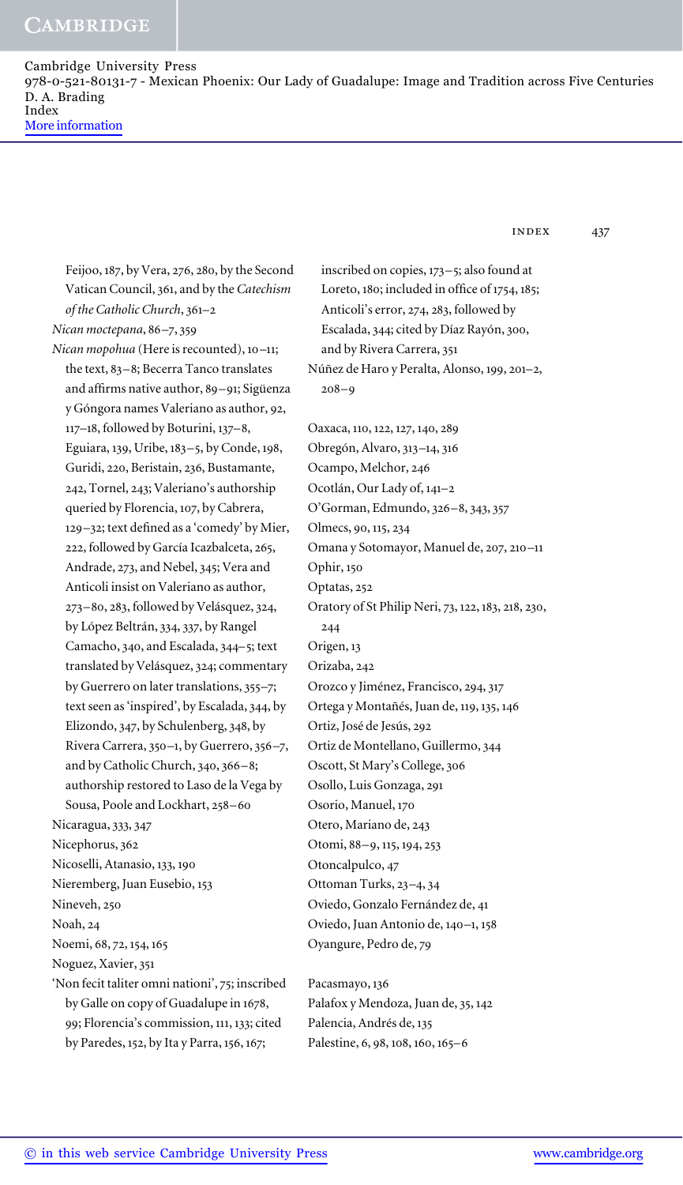Feijoo, 187, by Vera, 276, 280, by the Second Vatican Council, 361, and by the *Catechism of the Catholic Church*, 361–2

*Nican moctepana*, 86–7, 359

*Nican mopohua* (Here is recounted), 10–11; the text, 83–8; Becerra Tanco translates and affirms native author, 89–91; Sigüenza y Góngora names Valeriano as author, 92, 117–18, followed by Boturini, 137–8, Eguiara, 139, Uribe, 183–5, by Conde, 198, Guridi, 220, Beristain, 236, Bustamante, 242, Tornel, 243; Valeriano's authorship queried by Florencia, 107, by Cabrera, 129–32; text defined as a 'comedy' by Mier, 222, followed by García Icazbalceta, 265, Andrade, 273, and Nebel, 345; Vera and Anticoli insist on Valeriano as author, 273–80, 283, followed by Velásquez, 324, by López Beltrán, 334, 337, by Rangel Camacho, 340, and Escalada, 344–5; text translated by Velásquez, 324; commentary by Guerrero on later translations, 355–7; text seen as 'inspired', by Escalada, 344, by Elizondo, 347, by Schulenberg, 348, by Rivera Carrera, 350–1, by Guerrero, 356–7, and by Catholic Church, 340, 366–8; authorship restored to Laso de la Vega by Sousa, Poole and Lockhart, 258–60

Nicaragua, 333, 347

Nicephorus, 362

Nicoselli, Atanasio, 133, 190

Nieremberg, Juan Eusebio, 153

Nineveh, 250

Noah, 24

Noemi, 68, 72, 154, 165

Noguez, Xavier, 351

'Non fecit taliter omni nationi', 75; inscribed by Galle on copy of Guadalupe in 1678, 99; Florencia's commission, 111, 133; cited by Paredes, 152, by Ita y Parra, 156, 167; inscribed on copies, 173–5; also found at Loreto, 180; included in office of 1754, 185; Anticoli's error, 274, 283, followed by Escalada, 344; cited by Díaz Rayón, 300, and by Rivera Carrera, 351

Núñez de Haro y Peralta, Alonso, 199, 201–2, 208–9

Oaxaca, 110, 122, 127, 140, 289

Obregón, Alvaro, 313–14, 316

Ocampo, Melchor, 246

Ocotlán, Our Lady of, 141–2

O'Gorman, Edmundo, 326–8, 343, 357

Olmecs, 90, 115, 234

Omana y Sotomayor, Manuel de, 207, 210–11

Ophir, 150

Optatas, 252

Oratory of St Philip Neri, 73, 122, 183, 218, 230, 244

Origen, 13

Orizaba, 242

Orozco y Jiménez, Francisco, 294, 317

Ortega y Montañés, Juan de, 119, 135, 146

Ortiz, José de Jesús, 292

Ortiz de Montellano, Guillermo, 344

Oscott, St Mary's College, 306

Osollo, Luis Gonzaga, 291

Osorio, Manuel, 170

Otero, Mariano de, 243

Otomi, 88–9, 115, 194, 253

Otoncalpulco, 47

Ottoman Turks, 23–4, 34

Oviedo, Gonzalo Fernández de, 41

Oviedo, Juan Antonio de, 140–1, 158

Oyangure, Pedro de, 79

Pacasmayo, 136

Palafox y Mendoza, Juan de, 35, 142

Palencia, Andrés de, 135

Palestine, 6, 98, 108, 160, 165–6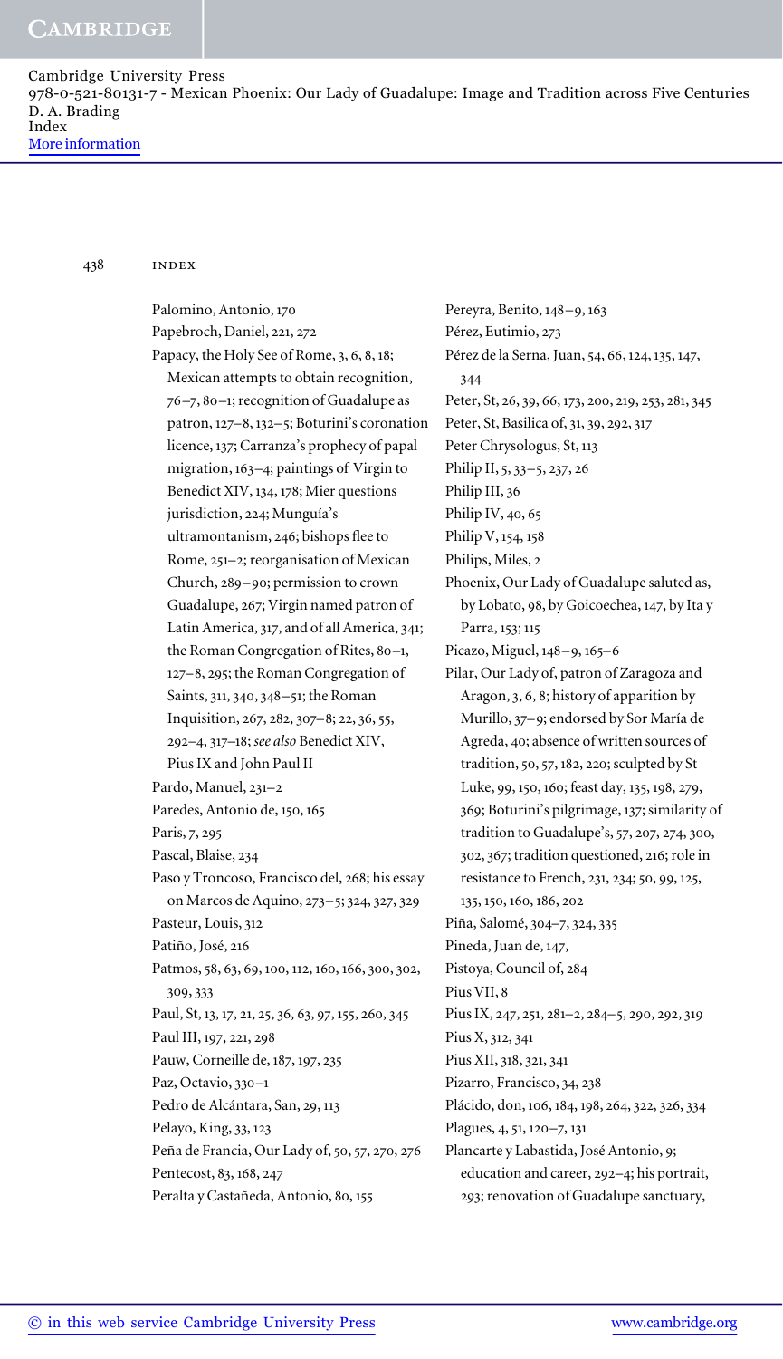Palomino, Antonio, 170

Papebroch, Daniel, 221, 272

Papacy, the Holy See of Rome, 3, 6, 8, 18; Mexican attempts to obtain recognition, 76–7, 80–1; recognition of Guadalupe as patron, 127–8, 132–5; Boturini's coronation licence, 137; Carranza's prophecy of papal migration, 163–4; paintings of Virgin to Benedict XIV, 134, 178; Mier questions jurisdiction, 224; Munguía's ultramontanism, 246; bishops flee to Rome, 251–2; reorganisation of Mexican Church, 289–90; permission to crown Guadalupe, 267; Virgin named patron of Latin America, 317, and of all America, 341; the Roman Congregation of Rites, 80–1, 127–8, 295; the Roman Congregation of Saints, 311, 340, 348–51; the Roman Inquisition, 267, 282, 307–8; 22, 36, 55, 292–4, 317–18; *see also* Benedict XIV, Pius IX and John Paul II

Pardo, Manuel, 231–2

Paredes, Antonio de, 150, 165

Paris, 7, 295

Pascal, Blaise, 234

Paso y Troncoso, Francisco del, 268; his essay on Marcos de Aquino, 273–5; 324, 327, 329

Pasteur, Louis, 312

Patiño, José, 216

Patmos, 58, 63, 69, 100, 112, 160, 166, 300, 302, 309, 333

Paul, St, 13, 17, 21, 25, 36, 63, 97, 155, 260, 345

Paul III, 197, 221, 298

Pauw, Corneille de, 187, 197, 235

Paz, Octavio, 330–1

Pedro de Alcántara, San, 29, 113

Pelayo, King, 33, 123

Peña de Francia, Our Lady of, 50, 57, 270, 276

Pentecost, 83, 168, 247

Peralta y Castañeda, Antonio, 80, 155

Pereyra, Benito, 148–9, 163

Pérez, Eutimio, 273

Pérez de la Serna, Juan, 54, 66, 124, 135, 147, 344

Peter, St, 26, 39, 66, 173, 200, 219, 253, 281, 345

Peter, St, Basilica of, 31, 39, 292, 317

Peter Chrysologus, St, 113

Philip II, 5, 33–5, 237, 26

Philip III, 36

Philip IV, 40, 65

Philip V, 154, 158

Philips, Miles, 2

Phoenix, Our Lady of Guadalupe saluted as, by Lobato, 98, by Goicoechea, 147, by Ita y Parra, 153; 115

Picazo, Miguel, 148–9, 165–6

Pilar, Our Lady of, patron of Zaragoza and Aragon, 3, 6, 8; history of apparition by Murillo, 37–9; endorsed by Sor María de Agreda, 40; absence of written sources of tradition, 50, 57, 182, 220; sculpted by St Luke, 99, 150, 160; feast day, 135, 198, 279, 369; Boturini's pilgrimage, 137; similarity of tradition to Guadalupe's, 57, 207, 274, 300, 302, 367; tradition questioned, 216; role in resistance to French, 231, 234; 50, 99, 125, 135, 150, 160, 186, 202

Piña, Salomé, 304–7, 324, 335

Pineda, Juan de, 147,

Pistoya, Council of, 284

Pius VII, 8

Pius IX, 247, 251, 281–2, 284–5, 290, 292, 319

Pius X, 312, 341

Pius XII, 318, 321, 341

Pizarro, Francisco, 34, 238

Plácido, don, 106, 184, 198, 264, 322, 326, 334

Plagues, 4, 51, 120–7, 131

Plancarte y Labastida, José Antonio, 9; education and career, 292–4; his portrait, 293; renovation of Guadalupe sanctuary,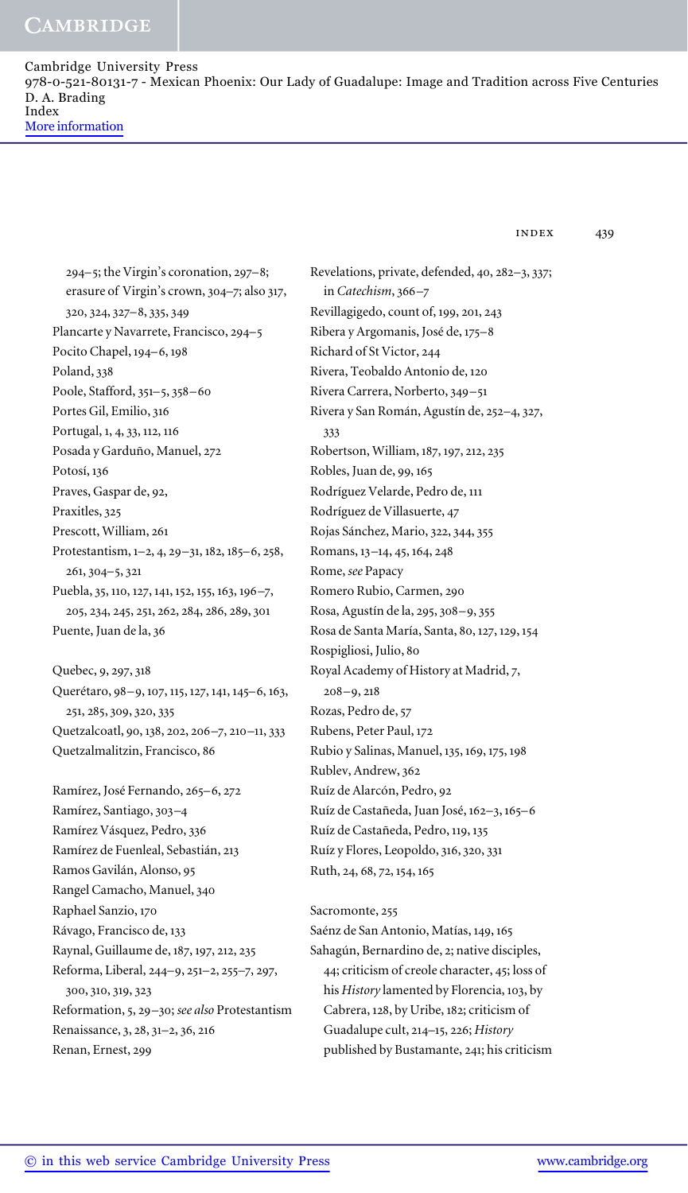294–5; the Virgin's coronation, 297–8; erasure of Virgin's crown, 304–7; also 317, 320, 324, 327–8, 335, 349

Plancarte y Navarrete, Francisco, 294–5

Pocito Chapel, 194–6, 198

Poland, 338

Poole, Stafford, 351–5, 358–60

Portes Gil, Emilio, 316

Portugal, 1, 4, 33, 112, 116

Posada y Garduño, Manuel, 272

Potosí, 136

Praves, Gaspar de, 92,

Praxiteles, 325

Prescott, William, 261

Protestantism, 1–2, 4, 29–31, 182, 185–6, 258, 261, 304–5, 321

Puebla, 35, 110, 127, 141, 152, 155, 163, 196–7, 205, 234, 245, 251, 262, 284, 286, 289, 301

Puente, Juan de la, 36

Quebec, 9, 297, 318

Querétaro, 98–9, 107, 115, 127, 141, 145–6, 163, 251, 285, 309, 320, 335

Quetzalcoatl, 90, 138, 202, 206–7, 210–11, 333

Quetzalmalitzin, Francisco, 86

Ramírez, José Fernando, 265–6, 272

Ramírez, Santiago, 303–4

Ramírez Vásquez, Pedro, 336

Ramírez de Fuenleal, Sebastián, 213

Ramos Gavilán, Alonso, 95

Rangel Camacho, Manuel, 340

Raphael Sanzio, 170

Rávago, Francisco de, 133

Raynal, Guillaume de, 187, 197, 212, 235

Reforma, Liberal, 244–9, 251–2, 255–7, 297, 300, 310, 319, 323

Reformation, 5, 29–30; *see also* Protestantism

Renaissance, 3, 28, 31–2, 36, 216

Renan, Ernest, 299

Revelations, private, defended, 40, 282–3, 337; in *Catechism*, 366–7

Revillagigedo, count of, 199, 201, 243

Ribera y Argomanis, José de, 175–8

Richard of St Victor, 244

Rivera, Teobaldo Antonio de, 120

Rivera Carrera, Norberto, 349–51

Rivera y San Román, Agustín de, 252–4, 327, 333

Robertson, William, 187, 197, 212, 235

Robles, Juan de, 99, 165

Rodríguez Velarde, Pedro de, 111

Rodríguez de Villasuerte, 47

Rojas Sánchez, Mario, 322, 344, 355

Romans, 13–14, 45, 164, 248

Rome, *see* Papacy

Romero Rubio, Carmen, 290

Rosa, Agustín de la, 295, 308–9, 355

Rosa de Santa María, Santa, 80, 127, 129, 154

Rospigliosi, Julio, 80

Royal Academy of History at Madrid, 7, 208–9, 218

Rozas, Pedro de, 57

Rubens, Peter Paul, 172

Rubio y Salinas, Manuel, 135, 169, 175, 198

Rublev, Andrew, 362

Ruíz de Alarcón, Pedro, 92

Ruíz de Castañeda, Juan José, 162–3, 165–6

Ruíz de Castañeda, Pedro, 119, 135

Ruíz y Flores, Leopoldo, 316, 320, 331

Ruth, 24, 68, 72, 154, 165

Sacromonte, 255

Saénz de San Antonio, Matías, 149, 165

Sahagún, Bernardino de, 2; native disciples, 44; criticism of creole character, 45; loss of his *History* lamented by Florencia, 103, by Cabrera, 128, by Uribe, 182; criticism of Guadalupe cult, 214–15, 226; *History* published by Bustamante, 241; his criticism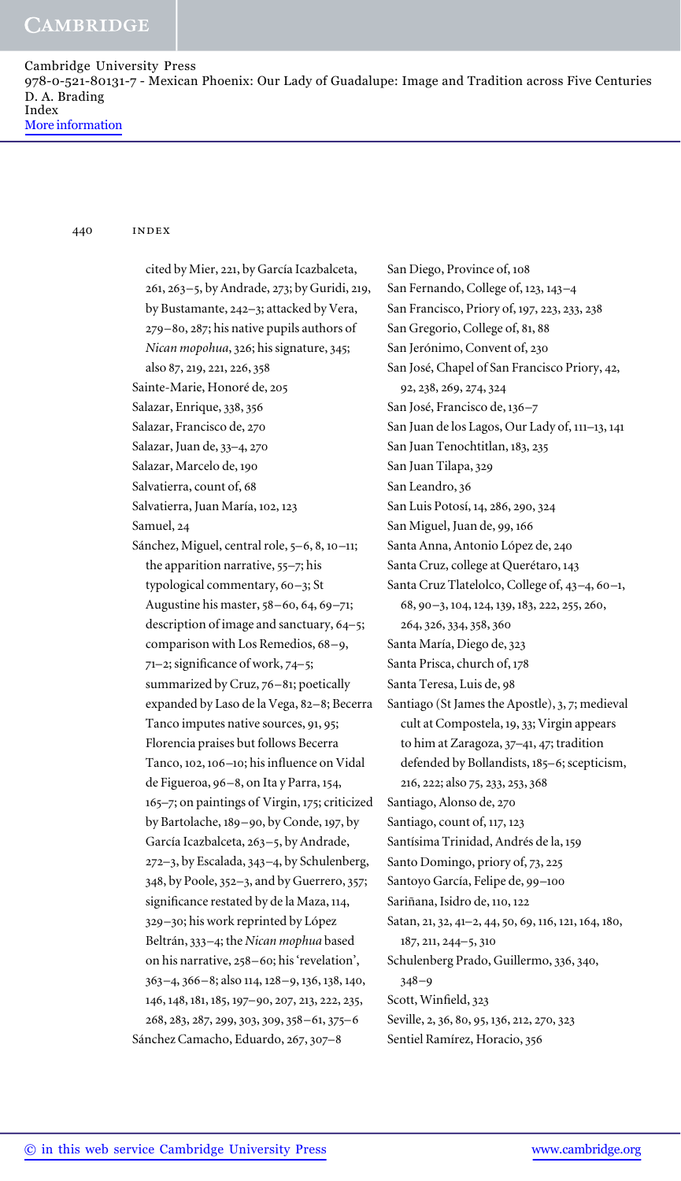cited by Mier, 221, by García Icazbalceta, 261, 263–5, by Andrade, 273; by Guridi, 219, by Bustamante, 242–3; attacked by Vera, 279–80, 287; his native pupils authors of *Nican mopohua*, 326; his signature, 345; also 87, 219, 221, 226, 358

Sainte-Marie, Honoré de, 205

Salazar, Enrique, 338, 356

Salazar, Francisco de, 270

Salazar, Juan de, 33–4, 270

Salazar, Marcelo de, 190

Salvatierra, count of, 68

Salvatierra, Juan María, 102, 123

Samuel, 24

Sánchez, Miguel, central role, 5–6, 8, 10–11; the apparition narrative, 55–7; his typological commentary, 60–3; St Augustine his master, 58–60, 64, 69–71; description of image and sanctuary, 64–5; comparison with Los Remedios, 68–9, 71–2; significance of work, 74–5; summarized by Cruz, 76–81; poetically expanded by Laso de la Vega, 82–8; Becerra Tanco imputes native sources, 91, 95; Florencia praises but follows Becerra Tanco, 102, 106–10; his influence on Vidal de Figueroa, 96–8, on Ita y Parra, 154, 165–7; on paintings of Virgin, 175; criticized by Bartolache, 189–90, by Conde, 197, by García Icazbalceta, 263–5, by Andrade, 272–3, by Escalada, 343–4, by Schulenberg, 348, by Poole, 352–3, and by Guerrero, 357; significance restated by de la Maza, 114, 329–30; his work reprinted by López Beltrán, 333–4; the *Nican mophua* based on his narrative, 258–60; his 'revelation', 363–4, 366–8; also 114, 128–9, 136, 138, 140, 146, 148, 181, 185, 197–90, 207, 213, 222, 235, 268, 283, 287, 299, 303, 309, 358–61, 375–6

Sánchez Camacho, Eduardo, 267, 307–8

San Diego, Province of, 108

San Fernando, College of, 123, 143–4

San Francisco, Priory of, 197, 223, 233, 238

San Gregorio, College of, 81, 88

San Jerónimo, Convent of, 230

San José, Chapel of San Francisco Priory, 42, 92, 238, 269, 274, 324

San José, Francisco de, 136–7

San Juan de los Lagos, Our Lady of, 111–13, 141

San Juan Tenochtitlan, 183, 235

San Juan Tilapa, 329

San Leandro, 36

San Luis Potosí, 14, 286, 290, 324

San Miguel, Juan de, 99, 166

Santa Anna, Antonio López de, 240

Santa Cruz, college at Querétaro, 143

Santa Cruz Tlatelolco, College of, 43–4, 60–1, 68, 90–3, 104, 124, 139, 183, 222, 255, 260, 264, 326, 334, 358, 360

Santa María, Diego de, 323

Santa Prisca, church of, 178

Santa Teresa, Luis de, 98

Santiago (St James the Apostle), 3, 7; medieval cult at Compostela, 19, 33; Virgin appears to him at Zaragoza, 37–41, 47; tradition defended by Bollandists, 185–6; scepticism, 216, 222; also 75, 233, 253, 368

Santiago, Alonso de, 270

Santiago, count of, 117, 123

Santísima Trinidad, Andrés de la, 159

Santo Domingo, priory of, 73, 225

Santoyo García, Felipe de, 99–100

Sariñana, Isidro de, 110, 122

Satan, 21, 32, 41–2, 44, 50, 69, 116, 121, 164, 180, 187, 211, 244–5, 310

Schulenberg Prado, Guillermo, 336, 340, 348–9

Scott, Winfield, 323

Seville, 2, 36, 80, 95, 136, 212, 270, 323

Sentiel Ramírez, Horacio, 356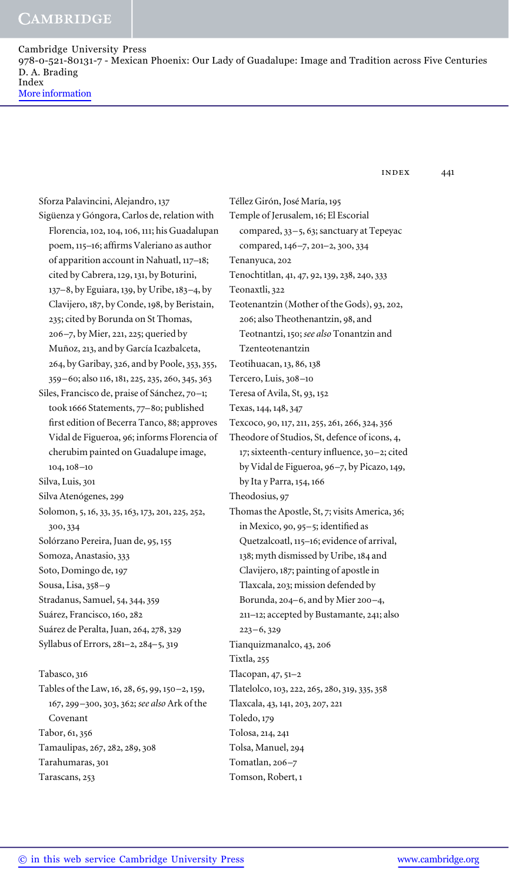Sforza Palavincini, Alejandro, 137

Sigüenza y Góngora, Carlos de, relation with Florencia, 102, 104, 106, 111; his Guadalupan poem, 115–16; affirms Valeriano as author of apparition account in Nahuatl, 117–18; cited by Cabrera, 129, 131, by Boturini, 137–8, by Eguiara, 139, by Uribe, 183–4, by Clavijero, 187, by Conde, 198, by Beristain, 235; cited by Borunda on St Thomas, 206–7, by Mier, 221, 225; queried by Muñoz, 231, and by García Icazbalceta, 264, by Garibay, 326, and by Poole, 353, 355, 359–60; also 116, 181, 225, 235, 260, 345, 363

Siles, Francisco de, praise of Sánchez, 70–1; took 1666 Statements, 77–80; published first edition of Becerra Tanco, 88; approves Vidal de Figueroa, 96; informs Florencia of cherubim painted on Guadalupe image, 104, 108–10

Silva, Luis, 301

Silva Atenógenes, 299

Solomon, 5, 16, 33, 35, 163, 173, 201, 225, 252, 300, 334

Solórzano Pereira, Juan de, 95, 155

Somoza, Anastasio, 333

Soto, Domingo de, 197

Sousa, Lisa, 358–9

Stradanus, Samuel, 54, 344, 359

Suárez, Francisco, 160, 282

Suárez de Peralta, Juan, 264, 278, 329

Syllabus of Errors, 281–2, 284–5, 319

Tabasco, 316

Tables of the Law, 16, 28, 65, 99, 150–2, 159, 167, 299–300, 303, 362; *see also* Ark of the Covenant

Tabor, 61, 356

Tamaulipas, 267, 282, 289, 308

Tarahumaras, 301

Tarascans, 253

Téllez Girón, José María, 195

Temple of Jerusalem, 16; El Escorial compared, 33–5, 63; sanctuary at Tepeyac compared, 146–7, 201–2, 300, 334

Tenanyuca, 202

Tenochtitlan, 41, 47, 92, 139, 238, 240, 333

Teonaxtli, 322

Teotenantzin (Mother of the Gods), 93, 202, 206; also Theothenantzin, 98, and Teotnantzi, 150; *see also* Tonantzin and Tzenteotenantzin

Teotihuacan, 13, 86, 138

Tercero, Luis, 308–10

Teresa of Avila, St, 93, 152

Texas, 144, 148, 347

Texcoco, 90, 117, 211, 255, 261, 266, 324, 356

Theodore of Studios, St, defence of icons, 4, 17; sixteenth-century influence, 30–2; cited by Vidal de Figueroa, 96–7, by Picazo, 149, by Ita y Parra, 154, 166

Theodosius, 97

Thomas the Apostle, St, 7; visits America, 36; in Mexico, 90, 95–5; identified as Quetzalcoatl, 115–16; evidence of arrival, 138; myth dismissed by Uribe, 184 and Clavijero, 187; painting of apostle in Tlaxcala, 203; mission defended by Borunda, 204–6, and by Mier 200–4, 211–12; accepted by Bustamante, 241; also 223–6, 329

Tianquizmanalco, 43, 206

Tixtla, 255

Tlacopan, 47, 51–2

Tlatelolco, 103, 222, 265, 280, 319, 335, 358

Tlaxcala, 43, 141, 203, 207, 221

Toledo, 179

Tolosa, 214, 241

Tolsa, Manuel, 294

Tomatlan, 206–7

Tomson, Robert, 1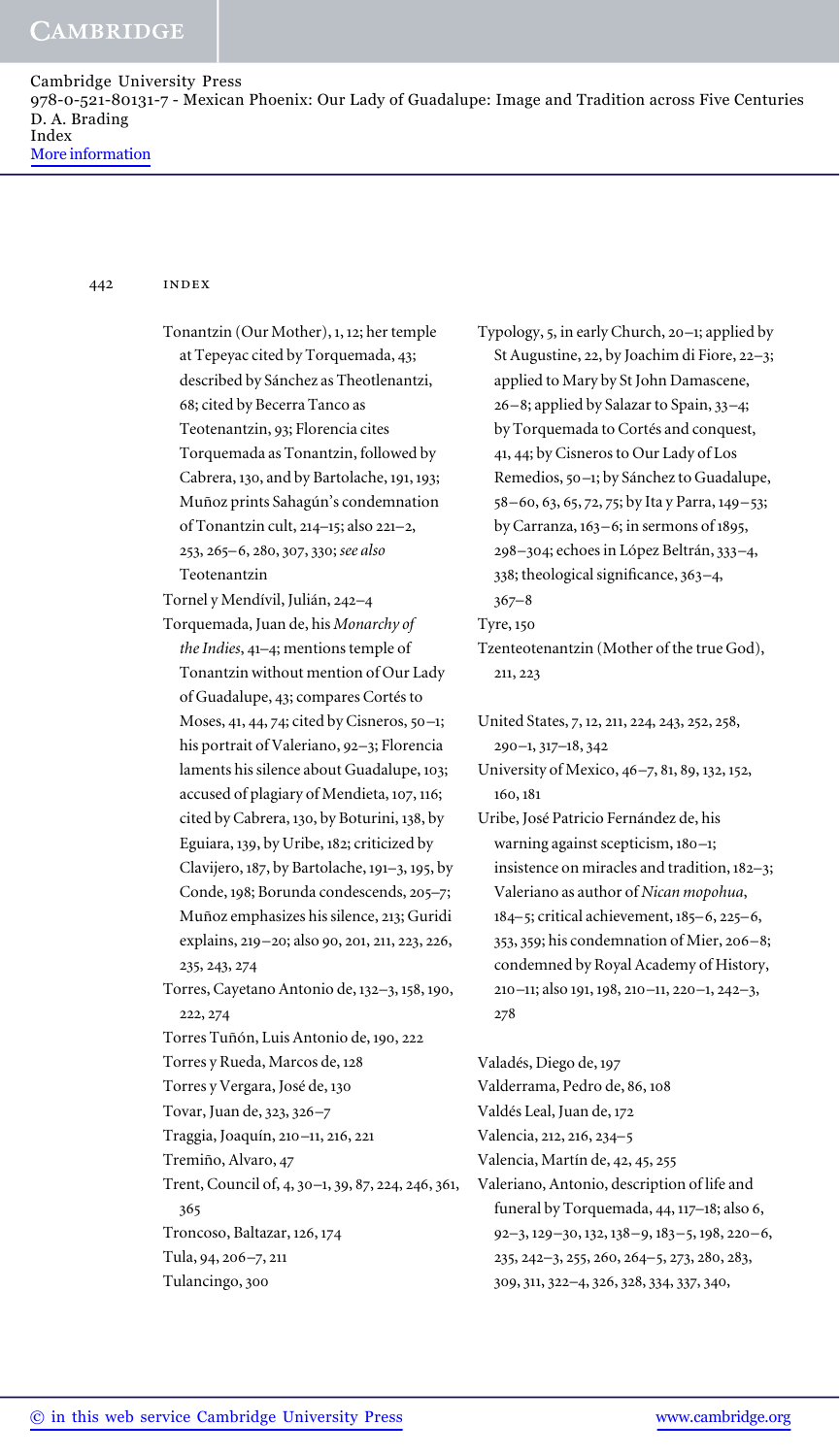Tonantzin (Our Mother), 1, 12; her temple at Tepeyac cited by Torquemada, 43; described by Sánchez as Theotlenantzi, 68; cited by Becerra Tanco as Teotenantzin, 93; Florencia cites Torquemada as Tonantzin, followed by Cabrera, 130, and by Bartolache, 191, 193; Muñoz prints Sahagún's condemnation of Tonantzin cult, 214–15; also 221–2, 253, 265–6, 280, 307, 330; *see also* Teotenantzin

Tornel y Mendívil, Julián, 242–4

Torquemada, Juan de, his *Monarchy of the Indies*, 41–4; mentions temple of Tonantzin without mention of Our Lady of Guadalupe, 43; compares Cortés to Moses, 41, 44, 74; cited by Cisneros, 50–1; his portrait of Valeriano, 92–3; Florencia laments his silence about Guadalupe, 103; accused of plagiary of Mendieta, 107, 116; cited by Cabrera, 130, by Boturini, 138, by Eguiara, 139, by Uribe, 182; criticized by Clavijero, 187, by Bartolache, 191–3, 195, by Conde, 198; Borunda condescends, 205–7; Muñoz emphasizes his silence, 213; Guridi explains, 219–20; also 90, 201, 211, 223, 226, 235, 243, 274

Torres, Cayetano Antonio de, 132–3, 158, 190, 222, 274

Torres Tuñón, Luis Antonio de, 190, 222

Torres y Rueda, Marcos de, 128

Torres y Vergara, José de, 130

Tovar, Juan de, 323, 326–7

Traggia, Joaquín, 210–11, 216, 221

Tremiño, Alvaro, 47

Trent, Council of, 4, 30–1, 39, 87, 224, 246, 361, 365

Troncoso, Baltazar, 126, 174

Tula, 94, 206–7, 211

Tulancingo, 300

Typology, 5, in early Church, 20–1; applied by St Augustine, 22, by Joachim di Fiore, 22–3; applied to Mary by St John Damascene, 26–8; applied by Salazar to Spain, 33–4; by Torquemada to Cortés and conquest, 41, 44; by Cisneros to Our Lady of Los Remedios, 50–1; by Sánchez to Guadalupe, 58–60, 63, 65, 72, 75; by Ita y Parra, 149–53; by Carranza, 163–6; in sermons of 1895, 298–304; echoes in López Beltrán, 333–4, 338; theological significance, 363–4, 367–8

Tyre, 150

Tzenteotenantzin (Mother of the true God), 211, 223

United States, 7, 12, 211, 224, 243, 252, 258, 290–1, 317–18, 342

University of Mexico, 46–7, 81, 89, 132, 152, 160, 181

Uribe, José Patricio Fernández de, his warning against scepticism, 180–1; insistence on miracles and tradition, 182–3; Valeriano as author of *Nican mopohua*, 184–5; critical achievement, 185–6, 225–6, 353, 359; his condemnation of Mier, 206–8; condemned by Royal Academy of History, 210–11; also 191, 198, 210–11, 220–1, 242–3, 278

Valadés, Diego de, 197

Valderrama, Pedro de, 86, 108

Valdés Leal, Juan de, 172

Valencia, 212, 216, 234–5

Valencia, Martín de, 42, 45, 255

Valeriano, Antonio, description of life and funeral by Torquemada, 44, 117–18; also 6, 92–3, 129–30, 132, 138–9, 183–5, 198, 220–6, 235, 242–3, 255, 260, 264–5, 273, 280, 283, 309, 311, 322–4, 326, 328, 334, 337, 340,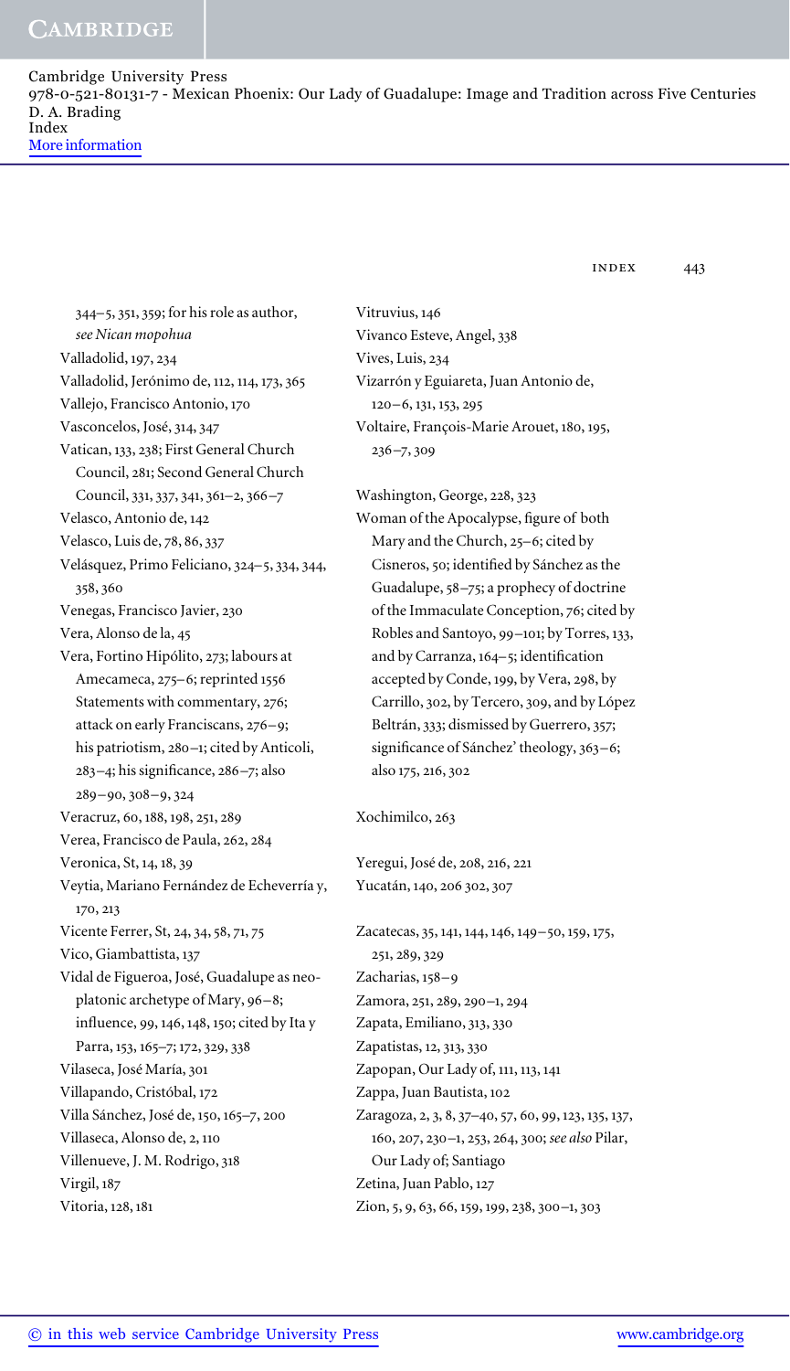344–5, 351, 359; for his role as author, *see Nican mopohua*

Valladolid, 197, 234

Valladolid, Jerónimo de, 112, 114, 173, 365

Vallejo, Francisco Antonio, 170

Vasconcelos, José, 314, 347

Vatican, 133, 238; First General Church Council, 281; Second General Church Council, 331, 337, 341, 361–2, 366–7

Velasco, Antonio de, 142

Velasco, Luis de, 78, 86, 337

Velásquez, Primo Feliciano, 324–5, 334, 344, 358, 360

Venegas, Francisco Javier, 230

Vera, Alonso de la, 45

Vera, Fortino Hipólito, 273; labours at Amecameca, 275–6; reprinted 1556 Statements with commentary, 276; attack on early Franciscans, 276–9; his patriotism, 280–1; cited by Anticoli, 283–4; his significance, 286–7; also 289–90, 308–9, 324

Veracruz, 60, 188, 198, 251, 289

Verea, Francisco de Paula, 262, 284

Veronica, St, 14, 18, 39

Veytia, Mariano Fernández de Echeverría y, 170, 213

Vicente Ferrer, St, 24, 34, 58, 71, 75

Vico, Giambattista, 137

Vidal de Figueroa, José, Guadalupe as neo-platonic archetype of Mary, 96–8; influence, 99, 146, 148, 150; cited by Ita y Parra, 153, 165–7; 172, 329, 338

Vilaseca, José María, 301

Villapando, Cristóbal, 172

Villa Sánchez, José de, 150, 165–7, 200

Villaseca, Alonso de, 2, 110

Villenueve, J. M. Rodrigo, 318

Virgil, 187

Vitoria, 128, 181

Vitruvius, 146

Vivanco Esteve, Angel, 338

Vives, Luis, 234

Vizarrón y Eguiareta, Juan Antonio de, 120–6, 131, 153, 295

Voltaire, François-Marie Arouet, 180, 195, 236–7, 309

Washington, George, 228, 323

Woman of the Apocalypse, figure of both Mary and the Church, 25–6; cited by Cisneros, 50; identified by Sánchez as the Guadalupe, 58–75; a prophecy of doctrine of the Immaculate Conception, 76; cited by Robles and Santoyo, 99–101; by Torres, 133, and by Carranza, 164–5; identification accepted by Conde, 199, by Vera, 298, by Carrillo, 302, by Tercero, 309, and by López Beltrán, 333; dismissed by Guerrero, 357; significance of Sánchez' theology, 363–6; also 175, 216, 302

Xochimilco, 263

Yeregui, José de, 208, 216, 221

Yucatán, 140, 206 302, 307

Zacatecas, 35, 141, 144, 146, 149–50, 159, 175, 251, 289, 329

Zacharias, 158–9

Zamora, 251, 289, 290–1, 294

Zapata, Emiliano, 313, 330

Zapatistas, 12, 313, 330

Zapopan, Our Lady of, 111, 113, 141

Zappa, Juan Bautista, 102

Zaragoza, 2, 3, 8, 37–40, 57, 60, 99, 123, 135, 137, 160, 207, 230–1, 253, 264, 300; *see also* Pilar, Our Lady of; Santiago

Zetina, Juan Pablo, 127

Zion, 5, 9, 63, 66, 159, 199, 238, 300–1, 303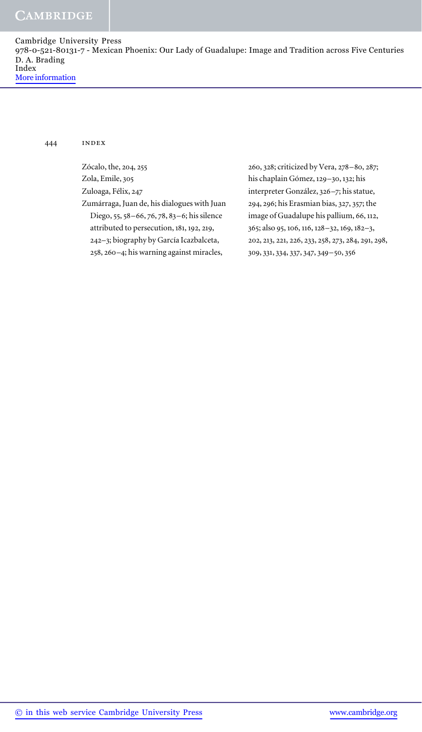Zócalo, the, 204, 255

Zola, Emile, 305

Zuloaga, Félix, 247

Zumárraga, Juan de, his dialogues with Juan Diego, 55, 58–66, 76, 78, 83–6; his silence attributed to persecution, 181, 192, 219, 242–3; biography by García Icazbalceta, 258, 260–4; his warning against miracles, 260, 328; criticized by Vera, 278–80, 287; his chaplain Gómez, 129–30, 132; his interpreter González, 326–7; his statue, 294, 296; his Erasmian bias, 327, 357; the image of Guadalupe his pallium, 66, 112, 365; also 95, 106, 116, 128–32, 169, 182–3, 202, 213, 221, 226, 233, 258, 273, 284, 291, 298, 309, 331, 334, 337, 347, 349–50, 356